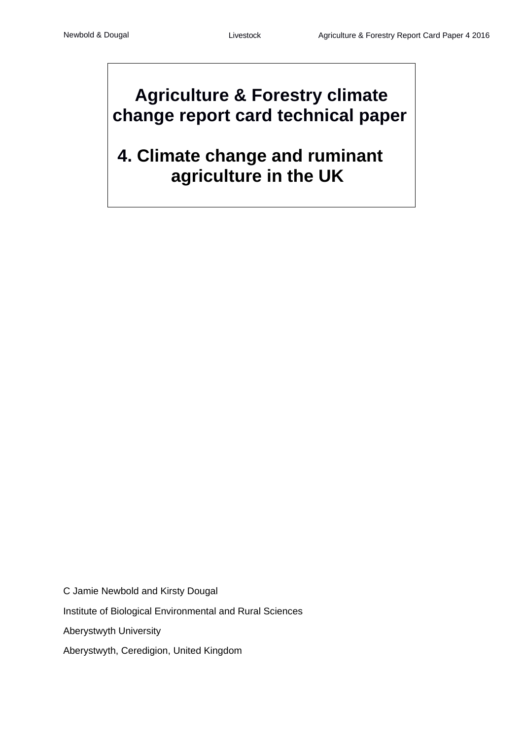# Agriculture & Forestry climate change report card technical paper

# 4. Climate change and ruminant agriculture in the UK

C Jamie Newbold and Kirsty Dougal

Institute of Biological Environmental and Rural Sciences

Aberystwyth University

Aberystwyth, Ceredigion, United Kingdom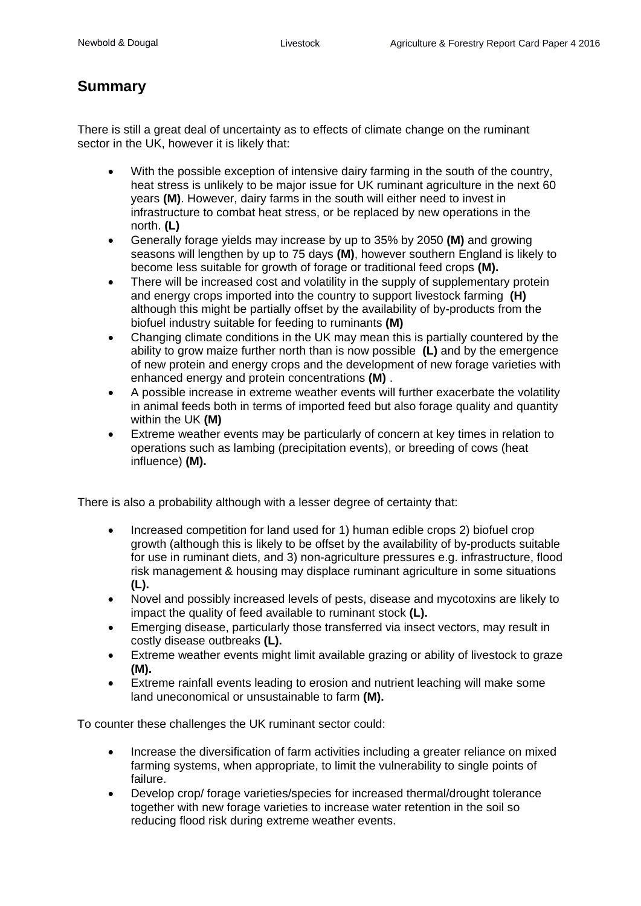## Summary

There is still a great deal of uncertainty as to effects of climate change on the ruminant sector in the UK, however it is likely that:

- With the possible exception of intensive dairy farming in the south of the country, heat stress is unlikely to be major issue for UK ruminant agriculture in the next 60 years **(M)**. However, dairy farms in the south will either need to invest in infrastructure to combat heat stress, or be replaced by new operations in the north. **(L)**
- Generally forage yields may increase by up to 35% by 2050 **(M)** and growing seasons will lengthen by up to 75 days **(M)**, however southern England is likely to become less suitable for growth of forage or traditional feed crops **(M).**
- There will be increased cost and volatility in the supply of supplementary protein and energy crops imported into the country to support livestock farming **(H)** although this might be partially offset by the availability of by-products from the biofuel industry suitable for feeding to ruminants **(M)**
- Changing climate conditions in the UK may mean this is partially countered by the ability to grow maize further north than is now possible **(L)** and by the emergence of new protein and energy crops and the development of new forage varieties with enhanced energy and protein concentrations **(M)** .
- A possible increase in extreme weather events will further exacerbate the volatility in animal feeds both in terms of imported feed but also forage quality and quantity within the UK **(M)**
- Extreme weather events may be particularly of concern at key times in relation to operations such as lambing (precipitation events), or breeding of cows (heat influence) **(M).**

There is also a probability although with a lesser degree of certainty that:

- Increased competition for land used for 1) human edible crops 2) biofuel crop growth (although this is likely to be offset by the availability of by-products suitable for use in ruminant diets, and 3) non-agriculture pressures e.g. infrastructure, flood risk management & housing may displace ruminant agriculture in some situations **(L).**
- Novel and possibly increased levels of pests, disease and mycotoxins are likely to impact the quality of feed available to ruminant stock **(L).**
- Emerging disease, particularly those transferred via insect vectors, may result in costly disease outbreaks **(L).**
- Extreme weather events might limit available grazing or ability of livestock to graze **(M).**
- Extreme rainfall events leading to erosion and nutrient leaching will make some land uneconomical or unsustainable to farm **(M).**

To counter these challenges the UK ruminant sector could:

- Increase the diversification of farm activities including a greater reliance on mixed farming systems, when appropriate, to limit the vulnerability to single points of failure.
- Develop crop/ forage varieties/species for increased thermal/drought tolerance together with new forage varieties to increase water retention in the soil so reducing flood risk during extreme weather events.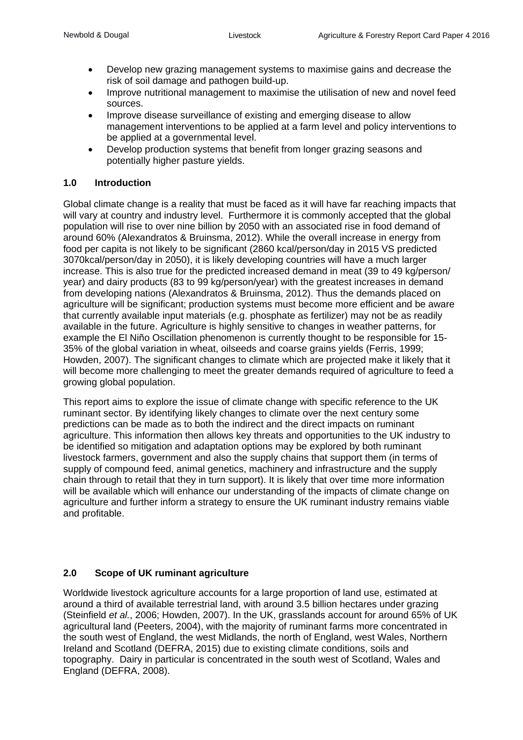- Develop new grazing management systems to maximise gains and decrease the risk of soil damage and pathogen build-up.
- Improve nutritional management to maximise the utilisation of new and novel feed sources.
- Improve disease surveillance of existing and emerging disease to allow management interventions to be applied at a farm level and policy interventions to be applied at a governmental level.
- Develop production systems that benefit from longer grazing seasons and potentially higher pasture yields.

## 1.0 Introduction

Global climate change is a reality that must be faced as it will have far reaching impacts that will vary at country and industry level. Furthermore it is commonly accepted that the global population will rise to over nine billion by 2050 with an associated rise in food demand of around 60% (Alexandratos & Bruinsma, 2012). While the overall increase in energy from food per capita is not likely to be significant (2860 kcal/person/day in 2015 VS predicted 3070kcal/person/day in 2050), it is likely developing countries will have a much larger increase. This is also true for the predicted increased demand in meat (39 to 49 kg/person/ year) and dairy products (83 to 99 kg/person/year) with the greatest increases in demand from developing nations (Alexandratos & Bruinsma, 2012). Thus the demands placed on agriculture will be significant; production systems must become more efficient and be aware that currently available input materials (e.g. phosphate as fertilizer) may not be as readily available in the future. Agriculture is highly sensitive to changes in weather patterns, for example the El Niño Oscillation phenomenon is currently thought to be responsible for 15-35% of the global variation in wheat, oilseeds and coarse grains yields (Ferris, 1999; Howden, 2007). The significant changes to climate which are projected make it likely that it will become more challenging to meet the greater demands required of agriculture to feed a growing global population.

This report aims to explore the issue of climate change with specific reference to the UK ruminant sector. By identifying likely changes to climate over the next century some predictions can be made as to both the indirect and the direct impacts on ruminant agriculture. This information then allows key threats and opportunities to the UK industry to be identified so mitigation and adaptation options may be explored by both ruminant livestock farmers, government and also the supply chains that support them (in terms of supply of compound feed, animal genetics, machinery and infrastructure and the supply chain through to retail that they in turn support). It is likely that over time more information will be available which will enhance our understanding of the impacts of climate change on agriculture and further inform a strategy to ensure the UK ruminant industry remains viable and profitable.

## 2.0 Scope of UK ruminant agriculture

Worldwide livestock agriculture accounts for a large proportion of land use, estimated at around a third of available terrestrial land, with around 3.5 billion hectares under grazing (Steinfield *et al.*, 2006; Howden, 2007). In the UK, grasslands account for around 65% of UK agricultural land (Peeters, 2004), with the majority of ruminant farms more concentrated in the south west of England, the west Midlands, the north of England, west Wales, Northern Ireland and Scotland (DEFRA, 2015) due to existing climate conditions, soils and topography. Dairy in particular is concentrated in the south west of Scotland, Wales and England (DEFRA, 2008).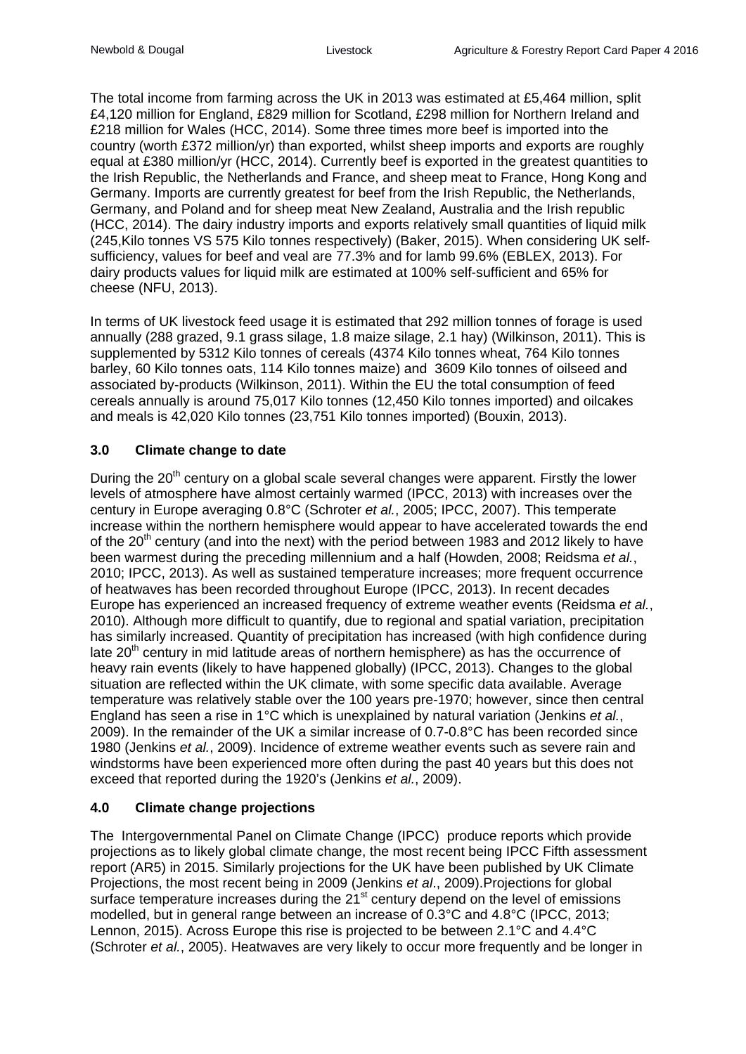The total income from farming across the UK in 2013 was estimated at £5,464 million, split £4,120 million for England, £829 million for Scotland, £298 million for Northern Ireland and £218 million for Wales (HCC, 2014). Some three times more beef is imported into the country (worth £372 million/yr) than exported, whilst sheep imports and exports are roughly equal at £380 million/yr (HCC, 2014). Currently beef is exported in the greatest quantities to the Irish Republic, the Netherlands and France, and sheep meat to France, Hong Kong and Germany. Imports are currently greatest for beef from the Irish Republic, the Netherlands, Germany, and Poland and for sheep meat New Zealand, Australia and the Irish republic (HCC, 2014). The dairy industry imports and exports relatively small quantities of liquid milk (245,Kilo tonnes VS 575 Kilo tonnes respectively) (Baker, 2015). When considering UK self-sufficiency, values for beef and veal are 77.3% and for lamb 99.6% (EBLEX, 2013). For dairy products values for liquid milk are estimated at 100% self-sufficient and 65% for cheese (NFU, 2013).

In terms of UK livestock feed usage it is estimated that 292 million tonnes of forage is used annually (288 grazed, 9.1 grass silage, 1.8 maize silage, 2.1 hay) (Wilkinson, 2011). This is supplemented by 5312 Kilo tonnes of cereals (4374 Kilo tonnes wheat, 764 Kilo tonnes barley, 60 Kilo tonnes oats, 114 Kilo tonnes maize) and 3609 Kilo tonnes of oilseed and associated by-products (Wilkinson, 2011). Within the EU the total consumption of feed cereals annually is around 75,017 Kilo tonnes (12,450 Kilo tonnes imported) and oilcakes and meals is 42,020 Kilo tonnes (23,751 Kilo tonnes imported) (Bouxin, 2013).

## 3.0 Climate change to date

During the 20th century on a global scale several changes were apparent. Firstly the lower levels of atmosphere have almost certainly warmed (IPCC, 2013) with increases over the century in Europe averaging 0.8°C (Schroter *et al.*, 2005; IPCC, 2007). This temperate increase within the northern hemisphere would appear to have accelerated towards the end of the 20th century (and into the next) with the period between 1983 and 2012 likely to have been warmest during the preceding millennium and a half (Howden, 2008; Reidsma *et al.*, 2010; IPCC, 2013). As well as sustained temperature increases; more frequent occurrence of heatwaves has been recorded throughout Europe (IPCC, 2013). In recent decades Europe has experienced an increased frequency of extreme weather events (Reidsma *et al.*, 2010). Although more difficult to quantify, due to regional and spatial variation, precipitation has similarly increased. Quantity of precipitation has increased (with high confidence during late 20th century in mid latitude areas of northern hemisphere) as has the occurrence of heavy rain events (likely to have happened globally) (IPCC, 2013). Changes to the global situation are reflected within the UK climate, with some specific data available. Average temperature was relatively stable over the 100 years pre-1970; however, since then central England has seen a rise in 1°C which is unexplained by natural variation (Jenkins *et al.*, 2009). In the remainder of the UK a similar increase of 0.7-0.8°C has been recorded since 1980 (Jenkins *et al.*, 2009). Incidence of extreme weather events such as severe rain and windstorms have been experienced more often during the past 40 years but this does not exceed that reported during the 1920's (Jenkins *et al.*, 2009).

## 4.0 Climate change projections

The Intergovernmental Panel on Climate Change (IPCC) produce reports which provide projections as to likely global climate change, the most recent being IPCC Fifth assessment report (AR5) in 2015. Similarly projections for the UK have been published by UK Climate Projections, the most recent being in 2009 (Jenkins *et al*., 2009).Projections for global surface temperature increases during the 21st century depend on the level of emissions modelled, but in general range between an increase of 0.3°C and 4.8°C (IPCC, 2013; Lennon, 2015). Across Europe this rise is projected to be between 2.1°C and 4.4°C (Schroter *et al.*, 2005). Heatwaves are very likely to occur more frequently and be longer in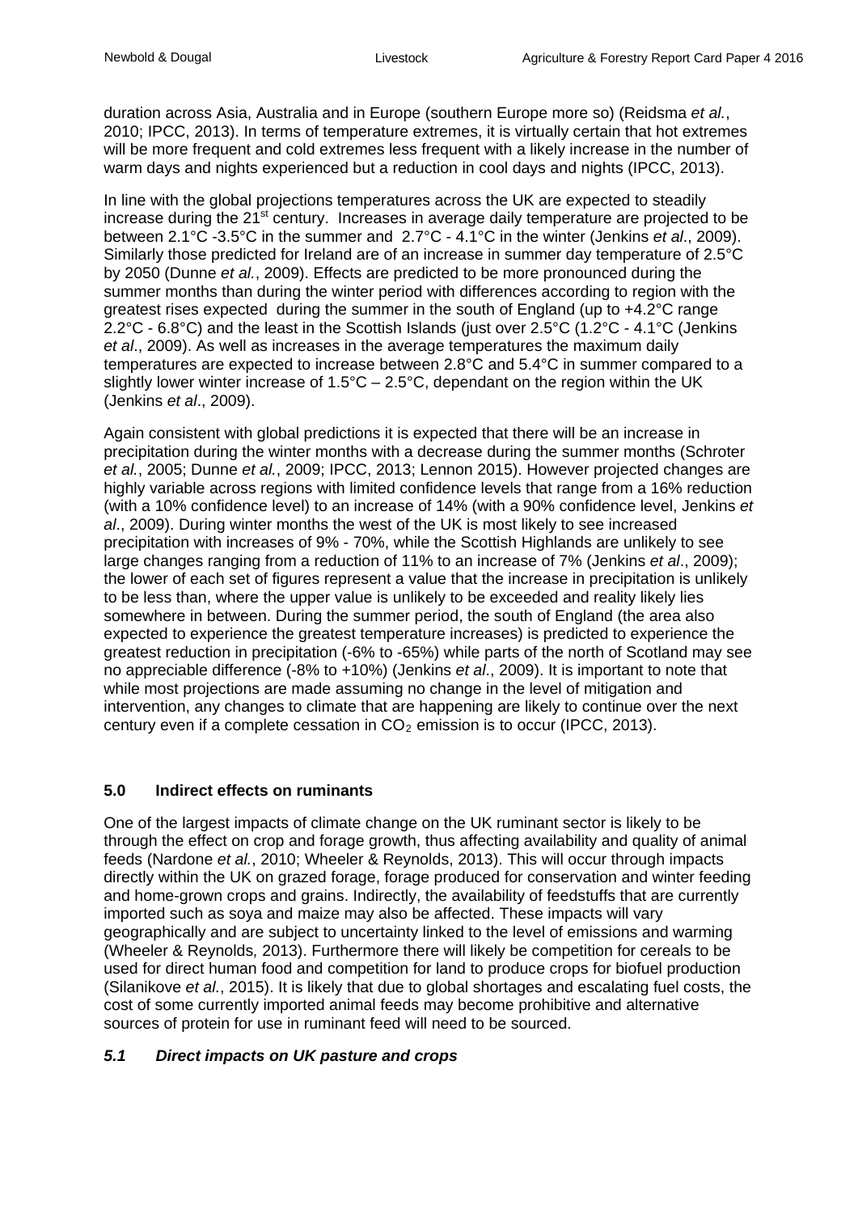duration across Asia, Australia and in Europe (southern Europe more so) (Reidsma *et al.*, 2010; IPCC, 2013). In terms of temperature extremes, it is virtually certain that hot extremes will be more frequent and cold extremes less frequent with a likely increase in the number of warm days and nights experienced but a reduction in cool days and nights (IPCC, 2013).

In line with the global projections temperatures across the UK are expected to steadily increase during the 21st century. Increases in average daily temperature are projected to be between 2.1°C -3.5°C in the summer and 2.7°C - 4.1°C in the winter (Jenkins *et al*., 2009). Similarly those predicted for Ireland are of an increase in summer day temperature of 2.5°C by 2050 (Dunne *et al.*, 2009). Effects are predicted to be more pronounced during the summer months than during the winter period with differences according to region with the greatest rises expected during the summer in the south of England (up to +4.2°C range 2.2°C - 6.8°C) and the least in the Scottish Islands (just over 2.5°C (1.2°C - 4.1°C (Jenkins *et al*., 2009). As well as increases in the average temperatures the maximum daily temperatures are expected to increase between 2.8°C and 5.4°C in summer compared to a slightly lower winter increase of 1.5°C – 2.5°C, dependant on the region within the UK (Jenkins *et al*., 2009).

Again consistent with global predictions it is expected that there will be an increase in precipitation during the winter months with a decrease during the summer months (Schroter *et al.*, 2005; Dunne *et al.*, 2009; IPCC, 2013; Lennon 2015). However projected changes are highly variable across regions with limited confidence levels that range from a 16% reduction (with a 10% confidence level) to an increase of 14% (with a 90% confidence level, Jenkins *et al*., 2009). During winter months the west of the UK is most likely to see increased precipitation with increases of 9% - 70%, while the Scottish Highlands are unlikely to see large changes ranging from a reduction of 11% to an increase of 7% (Jenkins *et al*., 2009); the lower of each set of figures represent a value that the increase in precipitation is unlikely to be less than, where the upper value is unlikely to be exceeded and reality likely lies somewhere in between. During the summer period, the south of England (the area also expected to experience the greatest temperature increases) is predicted to experience the greatest reduction in precipitation (-6% to -65%) while parts of the north of Scotland may see no appreciable difference (-8% to +10%) (Jenkins *et al*., 2009). It is important to note that while most projections are made assuming no change in the level of mitigation and intervention, any changes to climate that are happening are likely to continue over the next century even if a complete cessation in $CO_2$ emission is to occur (IPCC, 2013).

## 5.0 Indirect effects on ruminants

One of the largest impacts of climate change on the UK ruminant sector is likely to be through the effect on crop and forage growth, thus affecting availability and quality of animal feeds (Nardone *et al.*, 2010; Wheeler & Reynolds, 2013). This will occur through impacts directly within the UK on grazed forage, forage produced for conservation and winter feeding and home-grown crops and grains. Indirectly, the availability of feedstuffs that are currently imported such as soya and maize may also be affected. These impacts will vary geographically and are subject to uncertainty linked to the level of emissions and warming (Wheeler & Reynolds*,* 2013). Furthermore there will likely be competition for cereals to be used for direct human food and competition for land to produce crops for biofuel production (Silanikove *et al.*, 2015). It is likely that due to global shortages and escalating fuel costs, the cost of some currently imported animal feeds may become prohibitive and alternative sources of protein for use in ruminant feed will need to be sourced.

### *5.1 Direct impacts on UK pasture and crops*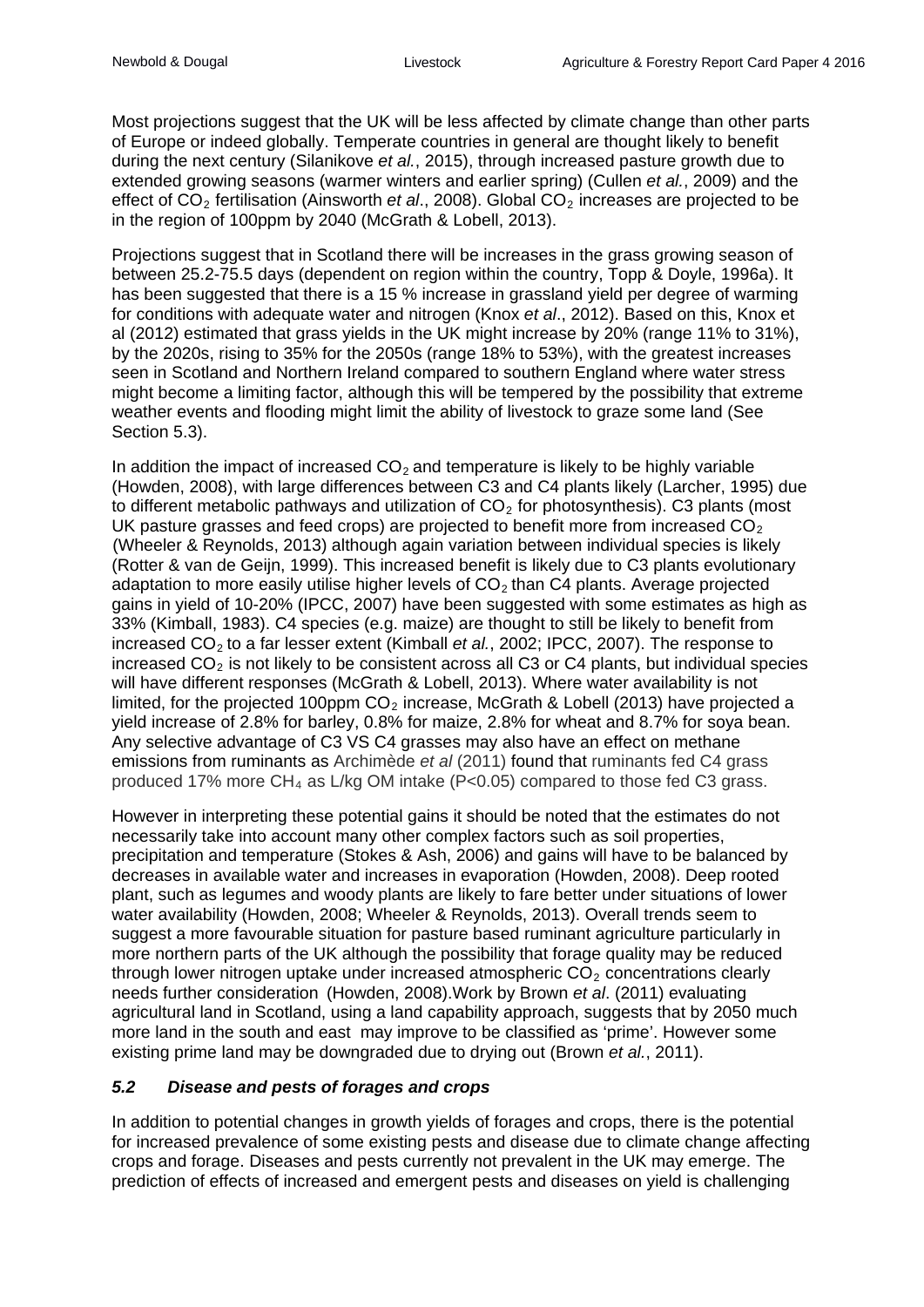Most projections suggest that the UK will be less affected by climate change than other parts of Europe or indeed globally. Temperate countries in general are thought likely to benefit during the next century (Silanikove *et al.*, 2015), through increased pasture growth due to extended growing seasons (warmer winters and earlier spring) (Cullen *et al.*, 2009) and the effect of $CO_2$ fertilisation (Ainsworth *et al*., 2008). Global $CO_2$ increases are projected to be in the region of 100ppm by 2040 (McGrath & Lobell, 2013).

Projections suggest that in Scotland there will be increases in the grass growing season of between 25.2-75.5 days (dependent on region within the country, Topp & Doyle, 1996a). It has been suggested that there is a 15 % increase in grassland yield per degree of warming for conditions with adequate water and nitrogen (Knox *et al*., 2012). Based on this, Knox et al (2012) estimated that grass yields in the UK might increase by 20% (range 11% to 31%), by the 2020s, rising to 35% for the 2050s (range 18% to 53%), with the greatest increases seen in Scotland and Northern Ireland compared to southern England where water stress might become a limiting factor, although this will be tempered by the possibility that extreme weather events and flooding might limit the ability of livestock to graze some land (See Section 5.3).

In addition the impact of increased $CO_2$ and temperature is likely to be highly variable (Howden, 2008), with large differences between C3 and C4 plants likely (Larcher, 1995) due to different metabolic pathways and utilization of $CO_2$ for photosynthesis). C3 plants (most UK pasture grasses and feed crops) are projected to benefit more from increased $CO_2$ (Wheeler & Reynolds, 2013) although again variation between individual species is likely (Rotter & van de Geijn, 1999). This increased benefit is likely due to C3 plants evolutionary adaptation to more easily utilise higher levels of $CO_2$ than C4 plants. Average projected gains in yield of 10-20% (IPCC, 2007) have been suggested with some estimates as high as 33% (Kimball, 1983). C4 species (e.g. maize) are thought to still be likely to benefit from increased $CO_2$ to a far lesser extent (Kimball *et al.*, 2002; IPCC, 2007). The response to increased $CO_2$ is not likely to be consistent across all C3 or C4 plants, but individual species will have different responses (McGrath & Lobell, 2013). Where water availability is not limited, for the projected 100ppm $CO_2$ increase, McGrath & Lobell (2013) have projected a yield increase of 2.8% for barley, 0.8% for maize, 2.8% for wheat and 8.7% for soya bean. Any selective advantage of C3 VS C4 grasses may also have an effect on methane emissions from ruminants as Archimède *et al* (2011) found that ruminants fed C4 grass produced 17% more $CH_4$ as L/kg OM intake ($P<0.05$) compared to those fed C3 grass.

However in interpreting these potential gains it should be noted that the estimates do not necessarily take into account many other complex factors such as soil properties, precipitation and temperature (Stokes & Ash, 2006) and gains will have to be balanced by decreases in available water and increases in evaporation (Howden, 2008). Deep rooted plant, such as legumes and woody plants are likely to fare better under situations of lower water availability (Howden, 2008; Wheeler & Reynolds, 2013). Overall trends seem to suggest a more favourable situation for pasture based ruminant agriculture particularly in more northern parts of the UK although the possibility that forage quality may be reduced through lower nitrogen uptake under increased atmospheric $CO_2$ concentrations clearly needs further consideration (Howden, 2008).Work by Brown *et al*. (2011) evaluating agricultural land in Scotland, using a land capability approach, suggests that by 2050 much more land in the south and east may improve to be classified as 'prime'. However some existing prime land may be downgraded due to drying out (Brown *et al.*, 2011).

### *5.2 Disease and pests of forages and crops*

In addition to potential changes in growth yields of forages and crops, there is the potential for increased prevalence of some existing pests and disease due to climate change affecting crops and forage. Diseases and pests currently not prevalent in the UK may emerge. The prediction of effects of increased and emergent pests and diseases on yield is challenging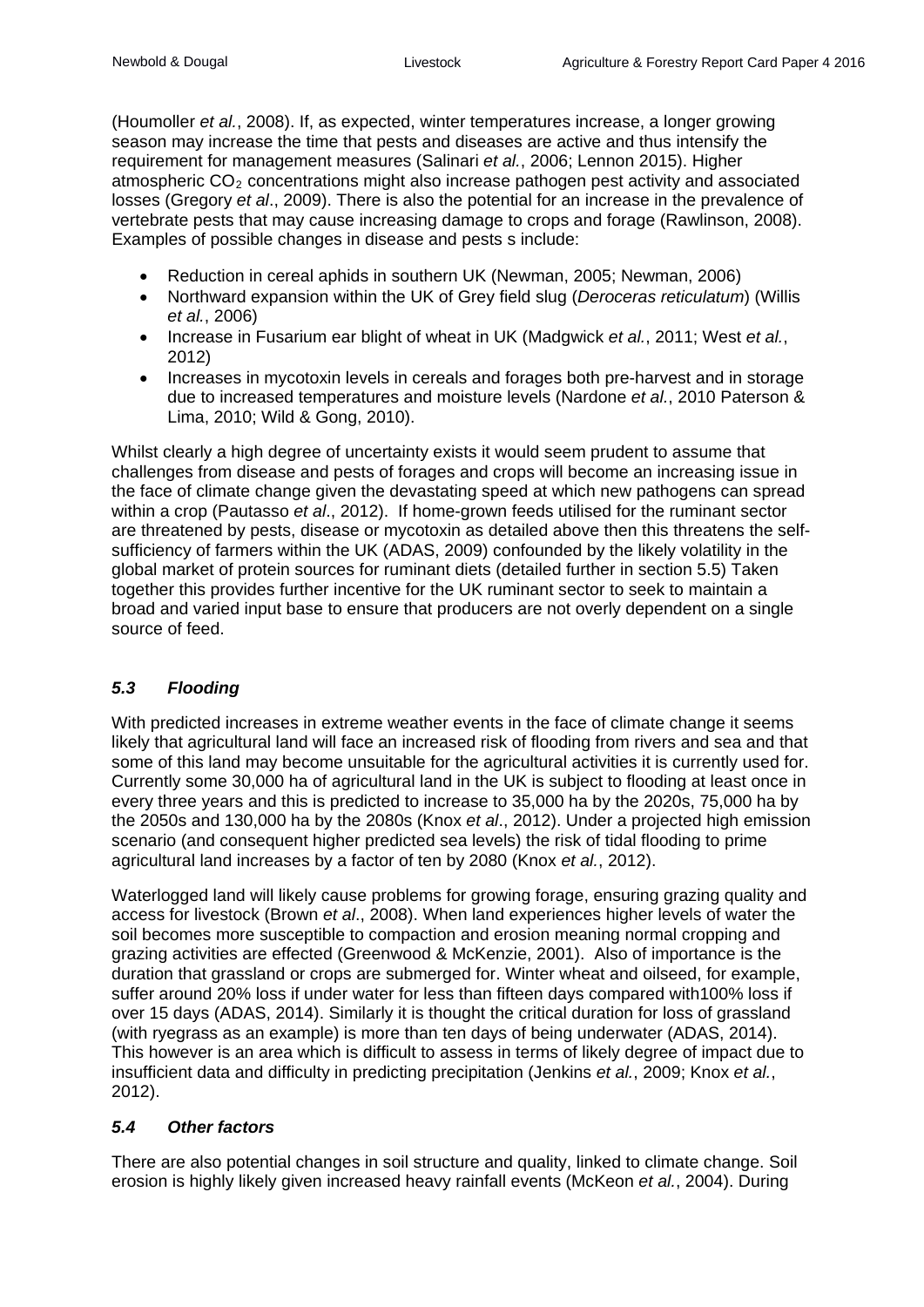(Houmoller *et al.*, 2008). If, as expected, winter temperatures increase, a longer growing season may increase the time that pests and diseases are active and thus intensify the requirement for management measures (Salinari *et al.*, 2006; Lennon 2015). Higher atmospheric $CO_2$ concentrations might also increase pathogen pest activity and associated losses (Gregory *et al*., 2009). There is also the potential for an increase in the prevalence of vertebrate pests that may cause increasing damage to crops and forage (Rawlinson, 2008). Examples of possible changes in disease and pests s include:

- Reduction in cereal aphids in southern UK (Newman, 2005; Newman, 2006)
- Northward expansion within the UK of Grey field slug (*Deroceras reticulatum*) (Willis *et al.*, 2006)
- Increase in Fusarium ear blight of wheat in UK (Madgwick *et al.*, 2011; West *et al.*, 2012)
- Increases in mycotoxin levels in cereals and forages both pre-harvest and in storage due to increased temperatures and moisture levels (Nardone *et al.*, 2010 Paterson & Lima, 2010; Wild & Gong, 2010).

Whilst clearly a high degree of uncertainty exists it would seem prudent to assume that challenges from disease and pests of forages and crops will become an increasing issue in the face of climate change given the devastating speed at which new pathogens can spread within a crop (Pautasso *et al*., 2012). If home-grown feeds utilised for the ruminant sector are threatened by pests, disease or mycotoxin as detailed above then this threatens the self-sufficiency of farmers within the UK (ADAS, 2009) confounded by the likely volatility in the global market of protein sources for ruminant diets (detailed further in section 5.5) Taken together this provides further incentive for the UK ruminant sector to seek to maintain a broad and varied input base to ensure that producers are not overly dependent on a single source of feed.

### *5.3 Flooding*

With predicted increases in extreme weather events in the face of climate change it seems likely that agricultural land will face an increased risk of flooding from rivers and sea and that some of this land may become unsuitable for the agricultural activities it is currently used for. Currently some 30,000 ha of agricultural land in the UK is subject to flooding at least once in every three years and this is predicted to increase to 35,000 ha by the 2020s, 75,000 ha by the 2050s and 130,000 ha by the 2080s (Knox *et al*., 2012). Under a projected high emission scenario (and consequent higher predicted sea levels) the risk of tidal flooding to prime agricultural land increases by a factor of ten by 2080 (Knox *et al.*, 2012).

Waterlogged land will likely cause problems for growing forage, ensuring grazing quality and access for livestock (Brown *et al*., 2008). When land experiences higher levels of water the soil becomes more susceptible to compaction and erosion meaning normal cropping and grazing activities are effected (Greenwood & McKenzie, 2001). Also of importance is the duration that grassland or crops are submerged for. Winter wheat and oilseed, for example, suffer around 20% loss if under water for less than fifteen days compared with100% loss if over 15 days (ADAS, 2014). Similarly it is thought the critical duration for loss of grassland (with ryegrass as an example) is more than ten days of being underwater (ADAS, 2014). This however is an area which is difficult to assess in terms of likely degree of impact due to insufficient data and difficulty in predicting precipitation (Jenkins *et al.*, 2009; Knox *et al.*, 2012).

### *5.4 Other factors*

There are also potential changes in soil structure and quality, linked to climate change. Soil erosion is highly likely given increased heavy rainfall events (McKeon *et al.*, 2004). During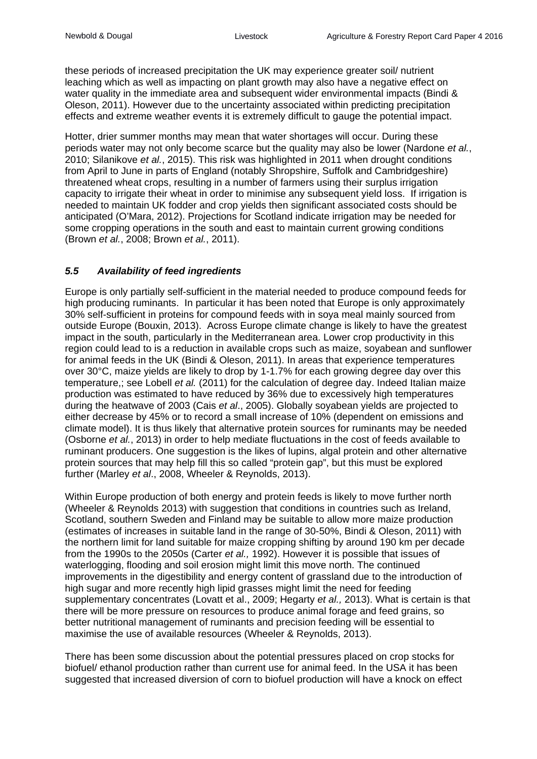these periods of increased precipitation the UK may experience greater soil/ nutrient leaching which as well as impacting on plant growth may also have a negative effect on water quality in the immediate area and subsequent wider environmental impacts (Bindi & Oleson, 2011). However due to the uncertainty associated within predicting precipitation effects and extreme weather events it is extremely difficult to gauge the potential impact.

Hotter, drier summer months may mean that water shortages will occur. During these periods water may not only become scarce but the quality may also be lower (Nardone *et al.*, 2010; Silanikove *et al.*, 2015). This risk was highlighted in 2011 when drought conditions from April to June in parts of England (notably Shropshire, Suffolk and Cambridgeshire) threatened wheat crops, resulting in a number of farmers using their surplus irrigation capacity to irrigate their wheat in order to minimise any subsequent yield loss. If irrigation is needed to maintain UK fodder and crop yields then significant associated costs should be anticipated (O'Mara, 2012). Projections for Scotland indicate irrigation may be needed for some cropping operations in the south and east to maintain current growing conditions (Brown *et al.*, 2008; Brown *et al.*, 2011).

### *5.5 Availability of feed ingredients*

Europe is only partially self-sufficient in the material needed to produce compound feeds for high producing ruminants. In particular it has been noted that Europe is only approximately 30% self-sufficient in proteins for compound feeds with in soya meal mainly sourced from outside Europe (Bouxin, 2013). Across Europe climate change is likely to have the greatest impact in the south, particularly in the Mediterranean area. Lower crop productivity in this region could lead to is a reduction in available crops such as maize, soyabean and sunflower for animal feeds in the UK (Bindi & Oleson, 2011). In areas that experience temperatures over 30°C, maize yields are likely to drop by 1-1.7% for each growing degree day over this temperature,; see Lobell *et al.* (2011) for the calculation of degree day. Indeed Italian maize production was estimated to have reduced by 36% due to excessively high temperatures during the heatwave of 2003 (Cais *et al*., 2005). Globally soyabean yields are projected to either decrease by 45% or to record a small increase of 10% (dependent on emissions and climate model). It is thus likely that alternative protein sources for ruminants may be needed (Osborne *et al.*, 2013) in order to help mediate fluctuations in the cost of feeds available to ruminant producers. One suggestion is the likes of lupins, algal protein and other alternative protein sources that may help fill this so called "protein gap", but this must be explored further (Marley *et al*., 2008, Wheeler & Reynolds, 2013).

Within Europe production of both energy and protein feeds is likely to move further north (Wheeler & Reynolds 2013) with suggestion that conditions in countries such as Ireland, Scotland, southern Sweden and Finland may be suitable to allow more maize production (estimates of increases in suitable land in the range of 30-50%, Bindi & Oleson, 2011) with the northern limit for land suitable for maize cropping shifting by around 190 km per decade from the 1990s to the 2050s (Carter *et al.,* 1992). However it is possible that issues of waterlogging, flooding and soil erosion might limit this move north. The continued improvements in the digestibility and energy content of grassland due to the introduction of high sugar and more recently high lipid grasses might limit the need for feeding supplementary concentrates (Lovatt et al., 2009; Hegarty *et al.,* 2013). What is certain is that there will be more pressure on resources to produce animal forage and feed grains, so better nutritional management of ruminants and precision feeding will be essential to maximise the use of available resources (Wheeler & Reynolds, 2013).

There has been some discussion about the potential pressures placed on crop stocks for biofuel/ ethanol production rather than current use for animal feed. In the USA it has been suggested that increased diversion of corn to biofuel production will have a knock on effect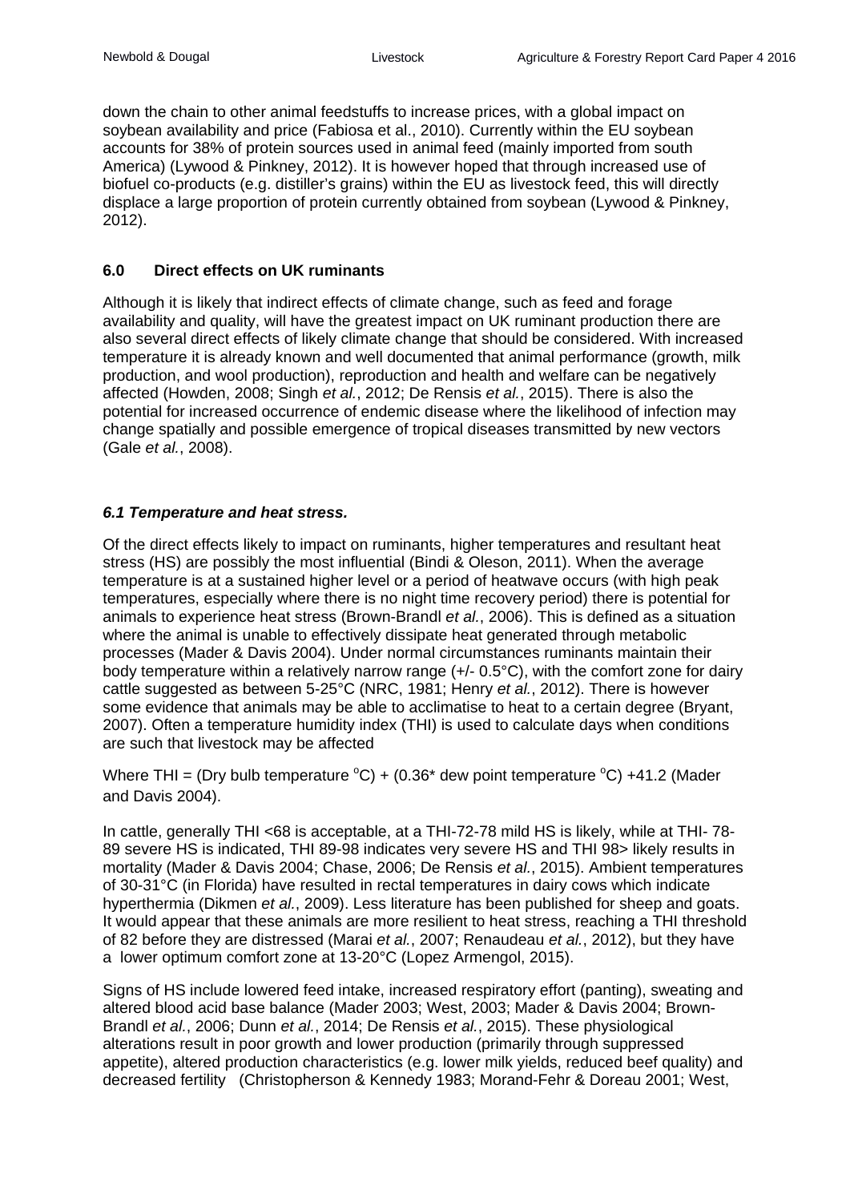down the chain to other animal feedstuffs to increase prices, with a global impact on soybean availability and price (Fabiosa et al., 2010). Currently within the EU soybean accounts for 38% of protein sources used in animal feed (mainly imported from south America) (Lywood & Pinkney, 2012). It is however hoped that through increased use of biofuel co-products (e.g. distiller's grains) within the EU as livestock feed, this will directly displace a large proportion of protein currently obtained from soybean (Lywood & Pinkney, 2012).

## 6.0 Direct effects on UK ruminants

Although it is likely that indirect effects of climate change, such as feed and forage availability and quality, will have the greatest impact on UK ruminant production there are also several direct effects of likely climate change that should be considered. With increased temperature it is already known and well documented that animal performance (growth, milk production, and wool production), reproduction and health and welfare can be negatively affected (Howden, 2008; Singh *et al.*, 2012; De Rensis *et al.*, 2015). There is also the potential for increased occurrence of endemic disease where the likelihood of infection may change spatially and possible emergence of tropical diseases transmitted by new vectors (Gale *et al.*, 2008).

### *6.1 Temperature and heat stress.*

Of the direct effects likely to impact on ruminants, higher temperatures and resultant heat stress (HS) are possibly the most influential (Bindi & Oleson, 2011). When the average temperature is at a sustained higher level or a period of heatwave occurs (with high peak temperatures, especially where there is no night time recovery period) there is potential for animals to experience heat stress (Brown-Brandl *et al.*, 2006). This is defined as a situation where the animal is unable to effectively dissipate heat generated through metabolic processes (Mader & Davis 2004). Under normal circumstances ruminants maintain their body temperature within a relatively narrow range (+/- 0.5°C), with the comfort zone for dairy cattle suggested as between 5-25°C (NRC, 1981; Henry *et al.*, 2012). There is however some evidence that animals may be able to acclimatise to heat to a certain degree (Bryant, 2007). Often a temperature humidity index (THI) is used to calculate days when conditions are such that livestock may be affected

Where THI = (Dry bulb temperature $^{o}$C) + (0.36* dew point temperature $^{o}$C) +41.2 (Mader and Davis 2004).

In cattle, generally THI <68 is acceptable, at a THI-72-78 mild HS is likely, while at THI- 78-89 severe HS is indicated, THI 89-98 indicates very severe HS and THI 98> likely results in mortality (Mader & Davis 2004; Chase, 2006; De Rensis *et al.*, 2015). Ambient temperatures of 30-31°C (in Florida) have resulted in rectal temperatures in dairy cows which indicate hyperthermia (Dikmen *et al.*, 2009). Less literature has been published for sheep and goats. It would appear that these animals are more resilient to heat stress, reaching a THI threshold of 82 before they are distressed (Marai *et al.*, 2007; Renaudeau *et al.*, 2012), but they have a lower optimum comfort zone at 13-20°C (Lopez Armengol, 2015).

Signs of HS include lowered feed intake, increased respiratory effort (panting), sweating and altered blood acid base balance (Mader 2003; West, 2003; Mader & Davis 2004; Brown-Brandl *et al.*, 2006; Dunn *et al.*, 2014; De Rensis *et al.*, 2015). These physiological alterations result in poor growth and lower production (primarily through suppressed appetite), altered production characteristics (e.g. lower milk yields, reduced beef quality) and decreased fertility (Christopherson & Kennedy 1983; Morand-Fehr & Doreau 2001; West,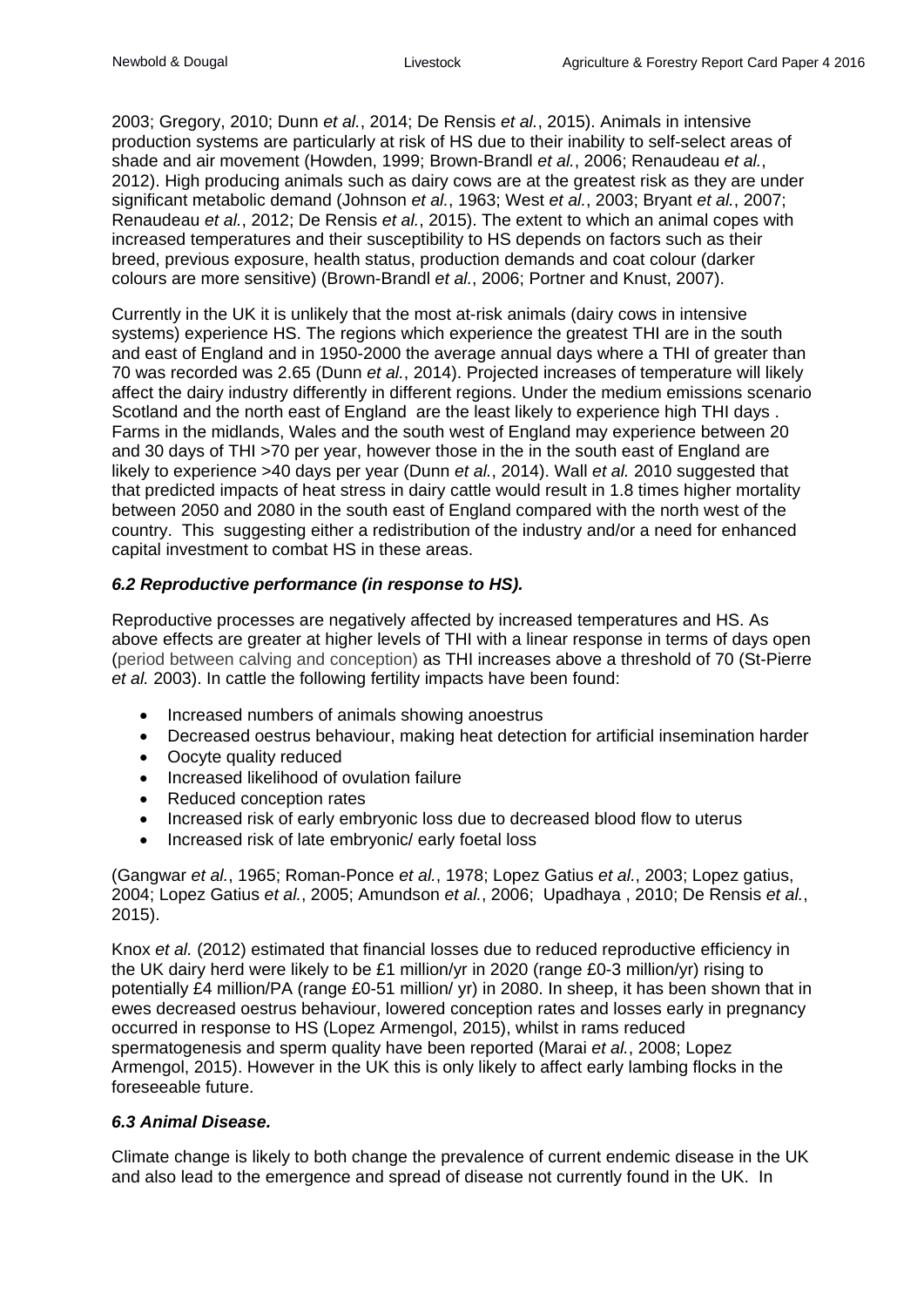2003; Gregory, 2010; Dunn *et al.*, 2014; De Rensis *et al.*, 2015). Animals in intensive production systems are particularly at risk of HS due to their inability to self-select areas of shade and air movement (Howden, 1999; Brown-Brandl *et al.*, 2006; Renaudeau *et al.*, 2012). High producing animals such as dairy cows are at the greatest risk as they are under significant metabolic demand (Johnson *et al.*, 1963; West *et al.*, 2003; Bryant *et al.*, 2007; Renaudeau *et al.*, 2012; De Rensis *et al.*, 2015). The extent to which an animal copes with increased temperatures and their susceptibility to HS depends on factors such as their breed, previous exposure, health status, production demands and coat colour (darker colours are more sensitive) (Brown-Brandl *et al.*, 2006; Portner and Knust, 2007).

Currently in the UK it is unlikely that the most at-risk animals (dairy cows in intensive systems) experience HS. The regions which experience the greatest THI are in the south and east of England and in 1950-2000 the average annual days where a THI of greater than 70 was recorded was 2.65 (Dunn *et al.*, 2014). Projected increases of temperature will likely affect the dairy industry differently in different regions. Under the medium emissions scenario Scotland and the north east of England are the least likely to experience high THI days . Farms in the midlands, Wales and the south west of England may experience between 20 and 30 days of THI >70 per year, however those in the in the south east of England are likely to experience >40 days per year (Dunn *et al.*, 2014). Wall *et al.* 2010 suggested that that predicted impacts of heat stress in dairy cattle would result in 1.8 times higher mortality between 2050 and 2080 in the south east of England compared with the north west of the country. This suggesting either a redistribution of the industry and/or a need for enhanced capital investment to combat HS in these areas.

### *6.2 Reproductive performance (in response to HS).*

Reproductive processes are negatively affected by increased temperatures and HS. As above effects are greater at higher levels of THI with a linear response in terms of days open (period between calving and conception) as THI increases above a threshold of 70 (St-Pierre *et al.* 2003). In cattle the following fertility impacts have been found:

- Increased numbers of animals showing anoestrus
- Decreased oestrus behaviour, making heat detection for artificial insemination harder
- Oocyte quality reduced
- Increased likelihood of ovulation failure
- Reduced conception rates
- Increased risk of early embryonic loss due to decreased blood flow to uterus
- Increased risk of late embryonic/ early foetal loss

(Gangwar *et al.*, 1965; Roman-Ponce *et al.*, 1978; Lopez Gatius *et al.*, 2003; Lopez gatius, 2004; Lopez Gatius *et al.*, 2005; Amundson *et al.*, 2006; Upadhaya , 2010; De Rensis *et al.*, 2015).

Knox *et al.* (2012) estimated that financial losses due to reduced reproductive efficiency in the UK dairy herd were likely to be £1 million/yr in 2020 (range £0-3 million/yr) rising to potentially £4 million/PA (range £0-51 million/ yr) in 2080. In sheep, it has been shown that in ewes decreased oestrus behaviour, lowered conception rates and losses early in pregnancy occurred in response to HS (Lopez Armengol, 2015), whilst in rams reduced spermatogenesis and sperm quality have been reported (Marai *et al.*, 2008; Lopez Armengol, 2015). However in the UK this is only likely to affect early lambing flocks in the foreseeable future.

### *6.3 Animal Disease.*

Climate change is likely to both change the prevalence of current endemic disease in the UK and also lead to the emergence and spread of disease not currently found in the UK. In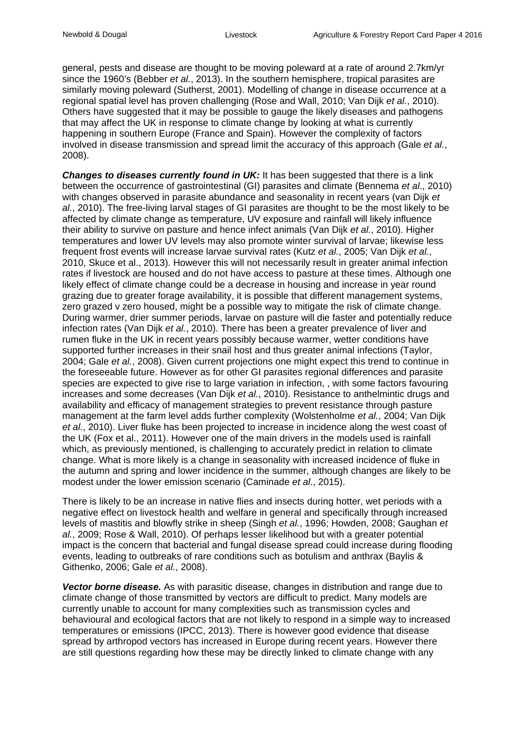general, pests and disease are thought to be moving poleward at a rate of around 2.7km/yr since the 1960's (Bebber *et al.*, 2013). In the southern hemisphere, tropical parasites are similarly moving poleward (Sutherst, 2001). Modelling of change in disease occurrence at a regional spatial level has proven challenging (Rose and Wall, 2010; Van Dijk *et al.*, 2010). Others have suggested that it may be possible to gauge the likely diseases and pathogens that may affect the UK in response to climate change by looking at what is currently happening in southern Europe (France and Spain). However the complexity of factors involved in disease transmission and spread limit the accuracy of this approach (Gale *et al.*, 2008).

***Changes to diseases currently found in UK:*** It has been suggested that there is a link between the occurrence of gastrointestinal (GI) parasites and climate (Bennema *et al*., 2010) with changes observed in parasite abundance and seasonality in recent years (van Dijk *et al.*, 2010). The free-living larval stages of GI parasites are thought to be the most likely to be affected by climate change as temperature, UV exposure and rainfall will likely influence their ability to survive on pasture and hence infect animals (Van Dijk *et al.*, 2010). Higher temperatures and lower UV levels may also promote winter survival of larvae; likewise less frequent frost events will increase larvae survival rates (Kutz *et al.*, 2005; Van Dijk *et al.*, 2010, Skuce et al., 2013). However this will not necessarily result in greater animal infection rates if livestock are housed and do not have access to pasture at these times. Although one likely effect of climate change could be a decrease in housing and increase in year round grazing due to greater forage availability, it is possible that different management systems, zero grazed v zero housed, might be a possible way to mitigate the risk of climate change. During warmer, drier summer periods, larvae on pasture will die faster and potentially reduce infection rates (Van Dijk *et al.*, 2010). There has been a greater prevalence of liver and rumen fluke in the UK in recent years possibly because warmer, wetter conditions have supported further increases in their snail host and thus greater animal infections (Taylor, 2004; Gale *et al.*, 2008). Given current projections one might expect this trend to continue in the foreseeable future. However as for other GI parasites regional differences and parasite species are expected to give rise to large variation in infection, , with some factors favouring increases and some decreases (Van Dijk *et al.*, 2010). Resistance to anthelmintic drugs and availability and efficacy of management strategies to prevent resistance through pasture management at the farm level adds further complexity (Wolstenholme *et al.*, 2004; Van Dijk *et al.*, 2010). Liver fluke has been projected to increase in incidence along the west coast of the UK (Fox et al., 2011). However one of the main drivers in the models used is rainfall which, as previously mentioned, is challenging to accurately predict in relation to climate change. What is more likely is a change in seasonality with increased incidence of fluke in the autumn and spring and lower incidence in the summer, although changes are likely to be modest under the lower emission scenario (Caminade *et al*., 2015).

There is likely to be an increase in native flies and insects during hotter, wet periods with a negative effect on livestock health and welfare in general and specifically through increased levels of mastitis and blowfly strike in sheep (Singh *et al.*, 1996; Howden, 2008; Gaughan *et al.*, 2009; Rose & Wall, 2010). Of perhaps lesser likelihood but with a greater potential impact is the concern that bacterial and fungal disease spread could increase during flooding events, leading to outbreaks of rare conditions such as botulism and anthrax (Baylis & Githenko, 2006; Gale *et al.*, 2008).

***Vector borne disease.*** As with parasitic disease, changes in distribution and range due to climate change of those transmitted by vectors are difficult to predict. Many models are currently unable to account for many complexities such as transmission cycles and behavioural and ecological factors that are not likely to respond in a simple way to increased temperatures or emissions (IPCC, 2013). There is however good evidence that disease spread by arthropod vectors has increased in Europe during recent years. However there are still questions regarding how these may be directly linked to climate change with any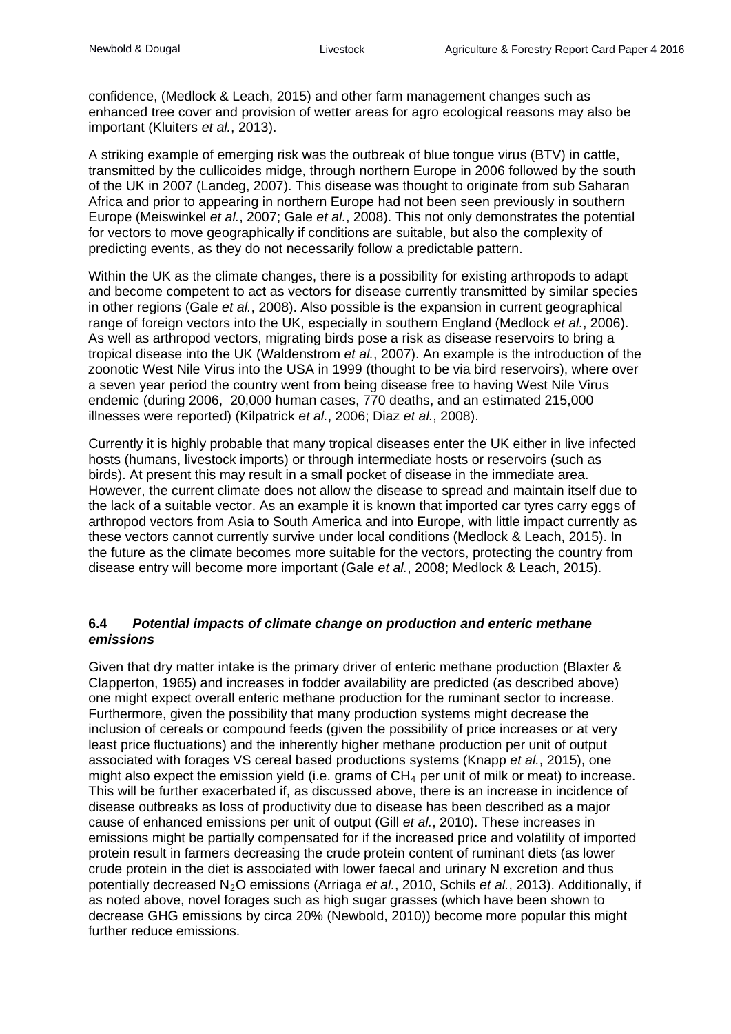confidence, (Medlock & Leach, 2015) and other farm management changes such as enhanced tree cover and provision of wetter areas for agro ecological reasons may also be important (Kluiters *et al.*, 2013).

A striking example of emerging risk was the outbreak of blue tongue virus (BTV) in cattle, transmitted by the cullicoides midge, through northern Europe in 2006 followed by the south of the UK in 2007 (Landeg, 2007). This disease was thought to originate from sub Saharan Africa and prior to appearing in northern Europe had not been seen previously in southern Europe (Meiswinkel *et al.*, 2007; Gale *et al.*, 2008). This not only demonstrates the potential for vectors to move geographically if conditions are suitable, but also the complexity of predicting events, as they do not necessarily follow a predictable pattern.

Within the UK as the climate changes, there is a possibility for existing arthropods to adapt and become competent to act as vectors for disease currently transmitted by similar species in other regions (Gale *et al.*, 2008). Also possible is the expansion in current geographical range of foreign vectors into the UK, especially in southern England (Medlock *et al.*, 2006). As well as arthropod vectors, migrating birds pose a risk as disease reservoirs to bring a tropical disease into the UK (Waldenstrom *et al.*, 2007). An example is the introduction of the zoonotic West Nile Virus into the USA in 1999 (thought to be via bird reservoirs), where over a seven year period the country went from being disease free to having West Nile Virus endemic (during 2006, 20,000 human cases, 770 deaths, and an estimated 215,000 illnesses were reported) (Kilpatrick *et al.*, 2006; Diaz *et al.*, 2008).

Currently it is highly probable that many tropical diseases enter the UK either in live infected hosts (humans, livestock imports) or through intermediate hosts or reservoirs (such as birds). At present this may result in a small pocket of disease in the immediate area. However, the current climate does not allow the disease to spread and maintain itself due to the lack of a suitable vector. As an example it is known that imported car tyres carry eggs of arthropod vectors from Asia to South America and into Europe, with little impact currently as these vectors cannot currently survive under local conditions (Medlock & Leach, 2015). In the future as the climate becomes more suitable for the vectors, protecting the country from disease entry will become more important (Gale *et al.*, 2008; Medlock & Leach, 2015).

### 6.4 *Potential impacts of climate change on production and enteric methane emissions*

Given that dry matter intake is the primary driver of enteric methane production (Blaxter & Clapperton, 1965) and increases in fodder availability are predicted (as described above) one might expect overall enteric methane production for the ruminant sector to increase. Furthermore, given the possibility that many production systems might decrease the inclusion of cereals or compound feeds (given the possibility of price increases or at very least price fluctuations) and the inherently higher methane production per unit of output associated with forages VS cereal based productions systems (Knapp *et al.*, 2015), one might also expect the emission yield (i.e. grams of $CH_4$ per unit of milk or meat) to increase. This will be further exacerbated if, as discussed above, there is an increase in incidence of disease outbreaks as loss of productivity due to disease has been described as a major cause of enhanced emissions per unit of output (Gill *et al.*, 2010). These increases in emissions might be partially compensated for if the increased price and volatility of imported protein result in farmers decreasing the crude protein content of ruminant diets (as lower crude protein in the diet is associated with lower faecal and urinary N excretion and thus potentially decreased $N_2O$ emissions (Arriaga *et al.*, 2010, Schils *et al.*, 2013). Additionally, if as noted above, novel forages such as high sugar grasses (which have been shown to decrease GHG emissions by circa 20% (Newbold, 2010)) become more popular this might further reduce emissions.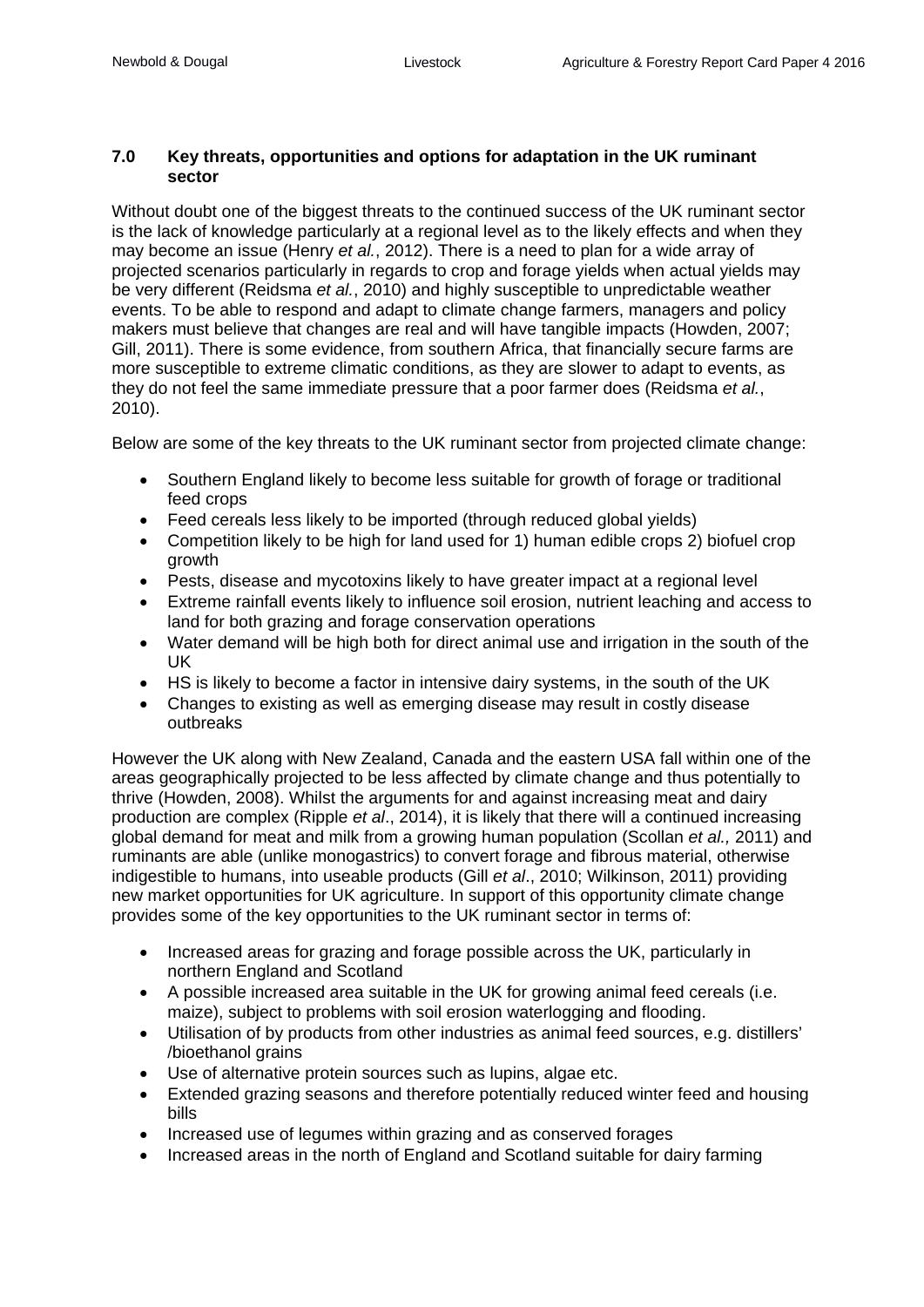## 7.0 Key threats, opportunities and options for adaptation in the UK ruminant sector

Without doubt one of the biggest threats to the continued success of the UK ruminant sector is the lack of knowledge particularly at a regional level as to the likely effects and when they may become an issue (Henry *et al.*, 2012). There is a need to plan for a wide array of projected scenarios particularly in regards to crop and forage yields when actual yields may be very different (Reidsma *et al.*, 2010) and highly susceptible to unpredictable weather events. To be able to respond and adapt to climate change farmers, managers and policy makers must believe that changes are real and will have tangible impacts (Howden, 2007; Gill, 2011). There is some evidence, from southern Africa, that financially secure farms are more susceptible to extreme climatic conditions, as they are slower to adapt to events, as they do not feel the same immediate pressure that a poor farmer does (Reidsma *et al.*, 2010).

Below are some of the key threats to the UK ruminant sector from projected climate change:

- Southern England likely to become less suitable for growth of forage or traditional feed crops
- Feed cereals less likely to be imported (through reduced global yields)
- Competition likely to be high for land used for 1) human edible crops 2) biofuel crop growth
- Pests, disease and mycotoxins likely to have greater impact at a regional level
- Extreme rainfall events likely to influence soil erosion, nutrient leaching and access to land for both grazing and forage conservation operations
- Water demand will be high both for direct animal use and irrigation in the south of the UK
- HS is likely to become a factor in intensive dairy systems, in the south of the UK
- Changes to existing as well as emerging disease may result in costly disease outbreaks

However the UK along with New Zealand, Canada and the eastern USA fall within one of the areas geographically projected to be less affected by climate change and thus potentially to thrive (Howden, 2008). Whilst the arguments for and against increasing meat and dairy production are complex (Ripple *et al*., 2014), it is likely that there will a continued increasing global demand for meat and milk from a growing human population (Scollan *et al.,* 2011) and ruminants are able (unlike monogastrics) to convert forage and fibrous material, otherwise indigestible to humans, into useable products (Gill *et al*., 2010; Wilkinson, 2011) providing new market opportunities for UK agriculture. In support of this opportunity climate change provides some of the key opportunities to the UK ruminant sector in terms of:

- Increased areas for grazing and forage possible across the UK, particularly in northern England and Scotland
- A possible increased area suitable in the UK for growing animal feed cereals (i.e. maize), subject to problems with soil erosion waterlogging and flooding.
- Utilisation of by products from other industries as animal feed sources, e.g. distillers' /bioethanol grains
- Use of alternative protein sources such as lupins, algae etc.
- Extended grazing seasons and therefore potentially reduced winter feed and housing bills
- Increased use of legumes within grazing and as conserved forages
- Increased areas in the north of England and Scotland suitable for dairy farming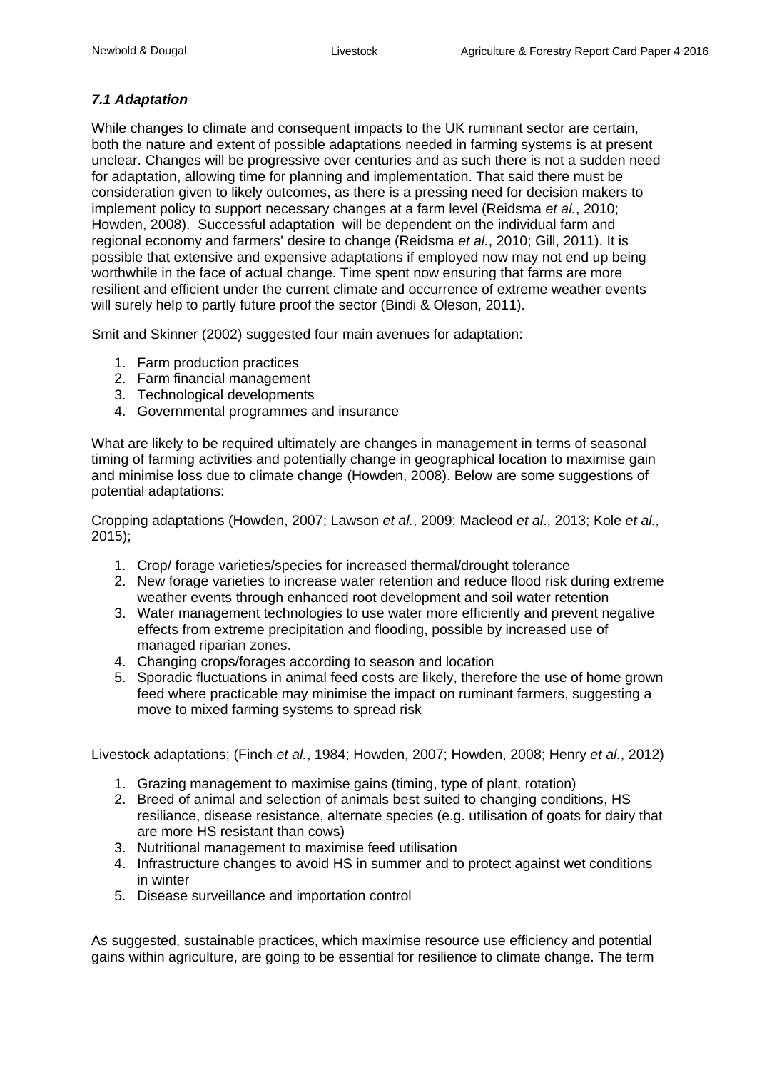### *7.1 Adaptation*

While changes to climate and consequent impacts to the UK ruminant sector are certain, both the nature and extent of possible adaptations needed in farming systems is at present unclear. Changes will be progressive over centuries and as such there is not a sudden need for adaptation, allowing time for planning and implementation. That said there must be consideration given to likely outcomes, as there is a pressing need for decision makers to implement policy to support necessary changes at a farm level (Reidsma *et al.*, 2010; Howden, 2008). Successful adaptation will be dependent on the individual farm and regional economy and farmers' desire to change (Reidsma *et al.*, 2010; Gill, 2011). It is possible that extensive and expensive adaptations if employed now may not end up being worthwhile in the face of actual change. Time spent now ensuring that farms are more resilient and efficient under the current climate and occurrence of extreme weather events will surely help to partly future proof the sector (Bindi & Oleson, 2011).

Smit and Skinner (2002) suggested four main avenues for adaptation:

1. Farm production practices
2. Farm financial management
3. Technological developments
4. Governmental programmes and insurance

What are likely to be required ultimately are changes in management in terms of seasonal timing of farming activities and potentially change in geographical location to maximise gain and minimise loss due to climate change (Howden, 2008). Below are some suggestions of potential adaptations:

Cropping adaptations (Howden, 2007; Lawson *et al.*, 2009; Macleod *et al*., 2013; Kole *et al.,* 2015);

1. Crop/ forage varieties/species for increased thermal/drought tolerance
2. New forage varieties to increase water retention and reduce flood risk during extreme weather events through enhanced root development and soil water retention
3. Water management technologies to use water more efficiently and prevent negative effects from extreme precipitation and flooding, possible by increased use of managed riparian zones.
4. Changing crops/forages according to season and location
5. Sporadic fluctuations in animal feed costs are likely, therefore the use of home grown feed where practicable may minimise the impact on ruminant farmers, suggesting a move to mixed farming systems to spread risk

Livestock adaptations; (Finch *et al.*, 1984; Howden, 2007; Howden, 2008; Henry *et al.*, 2012)

1. Grazing management to maximise gains (timing, type of plant, rotation)
2. Breed of animal and selection of animals best suited to changing conditions, HS resiliance, disease resistance, alternate species (e.g. utilisation of goats for dairy that are more HS resistant than cows)
3. Nutritional management to maximise feed utilisation
4. Infrastructure changes to avoid HS in summer and to protect against wet conditions in winter
5. Disease surveillance and importation control

As suggested, sustainable practices, which maximise resource use efficiency and potential gains within agriculture, are going to be essential for resilience to climate change. The term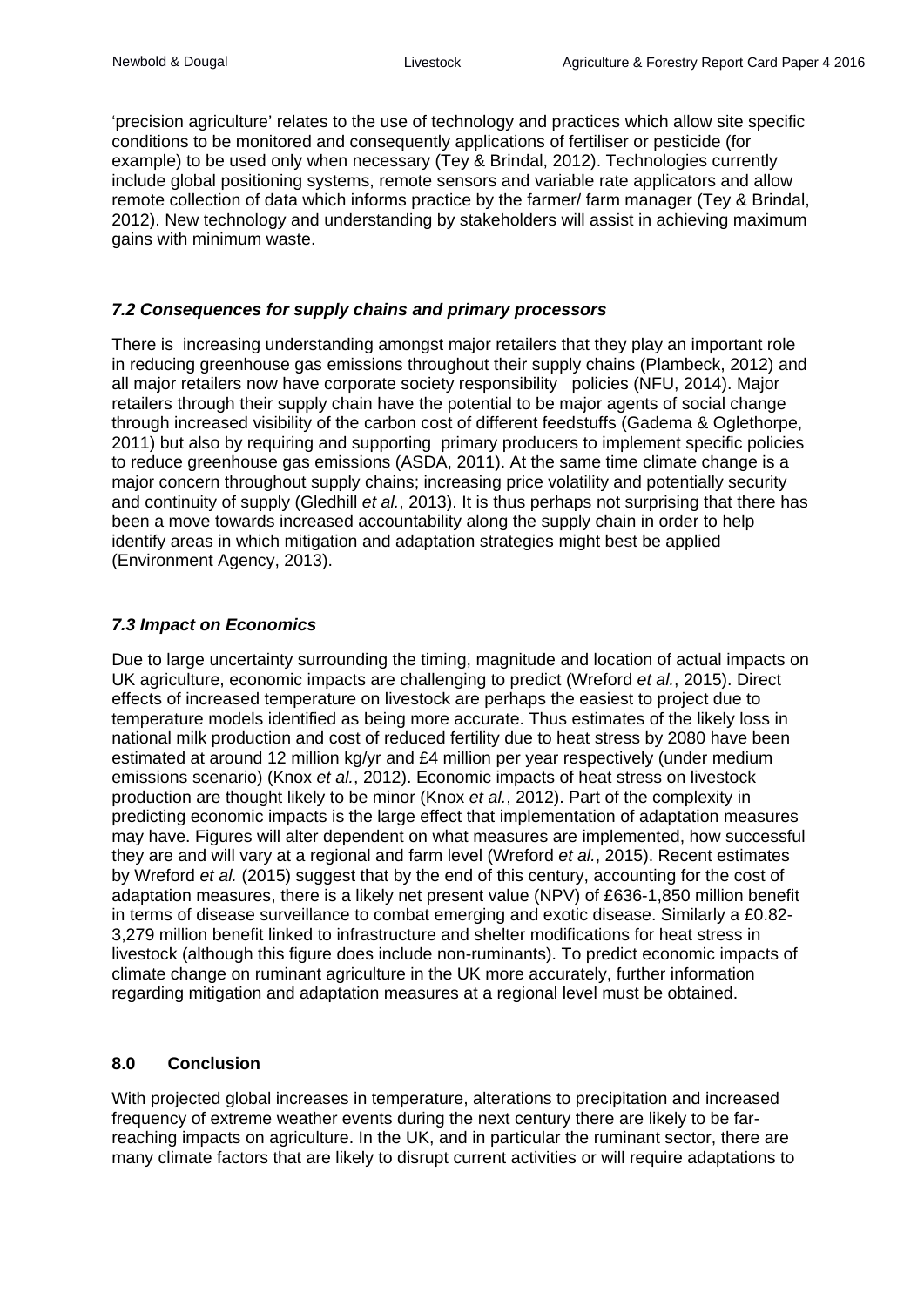'precision agriculture' relates to the use of technology and practices which allow site specific conditions to be monitored and consequently applications of fertiliser or pesticide (for example) to be used only when necessary (Tey & Brindal, 2012). Technologies currently include global positioning systems, remote sensors and variable rate applicators and allow remote collection of data which informs practice by the farmer/ farm manager (Tey & Brindal, 2012). New technology and understanding by stakeholders will assist in achieving maximum gains with minimum waste.

### *7.2 Consequences for supply chains and primary processors*

There is increasing understanding amongst major retailers that they play an important role in reducing greenhouse gas emissions throughout their supply chains (Plambeck, 2012) and all major retailers now have corporate society responsibility policies (NFU, 2014). Major retailers through their supply chain have the potential to be major agents of social change through increased visibility of the carbon cost of different feedstuffs (Gadema & Oglethorpe, 2011) but also by requiring and supporting primary producers to implement specific policies to reduce greenhouse gas emissions (ASDA, 2011). At the same time climate change is a major concern throughout supply chains; increasing price volatility and potentially security and continuity of supply (Gledhill *et al.*, 2013). It is thus perhaps not surprising that there has been a move towards increased accountability along the supply chain in order to help identify areas in which mitigation and adaptation strategies might best be applied (Environment Agency, 2013).

### *7.3 Impact on Economics*

Due to large uncertainty surrounding the timing, magnitude and location of actual impacts on UK agriculture, economic impacts are challenging to predict (Wreford *et al.*, 2015). Direct effects of increased temperature on livestock are perhaps the easiest to project due to temperature models identified as being more accurate. Thus estimates of the likely loss in national milk production and cost of reduced fertility due to heat stress by 2080 have been estimated at around 12 million kg/yr and £4 million per year respectively (under medium emissions scenario) (Knox *et al.*, 2012). Economic impacts of heat stress on livestock production are thought likely to be minor (Knox *et al.*, 2012). Part of the complexity in predicting economic impacts is the large effect that implementation of adaptation measures may have. Figures will alter dependent on what measures are implemented, how successful they are and will vary at a regional and farm level (Wreford *et al.*, 2015). Recent estimates by Wreford *et al.* (2015) suggest that by the end of this century, accounting for the cost of adaptation measures, there is a likely net present value (NPV) of £636-1,850 million benefit in terms of disease surveillance to combat emerging and exotic disease. Similarly a £0.82-3,279 million benefit linked to infrastructure and shelter modifications for heat stress in livestock (although this figure does include non-ruminants). To predict economic impacts of climate change on ruminant agriculture in the UK more accurately, further information regarding mitigation and adaptation measures at a regional level must be obtained.

## 8.0 Conclusion

With projected global increases in temperature, alterations to precipitation and increased frequency of extreme weather events during the next century there are likely to be far-reaching impacts on agriculture. In the UK, and in particular the ruminant sector, there are many climate factors that are likely to disrupt current activities or will require adaptations to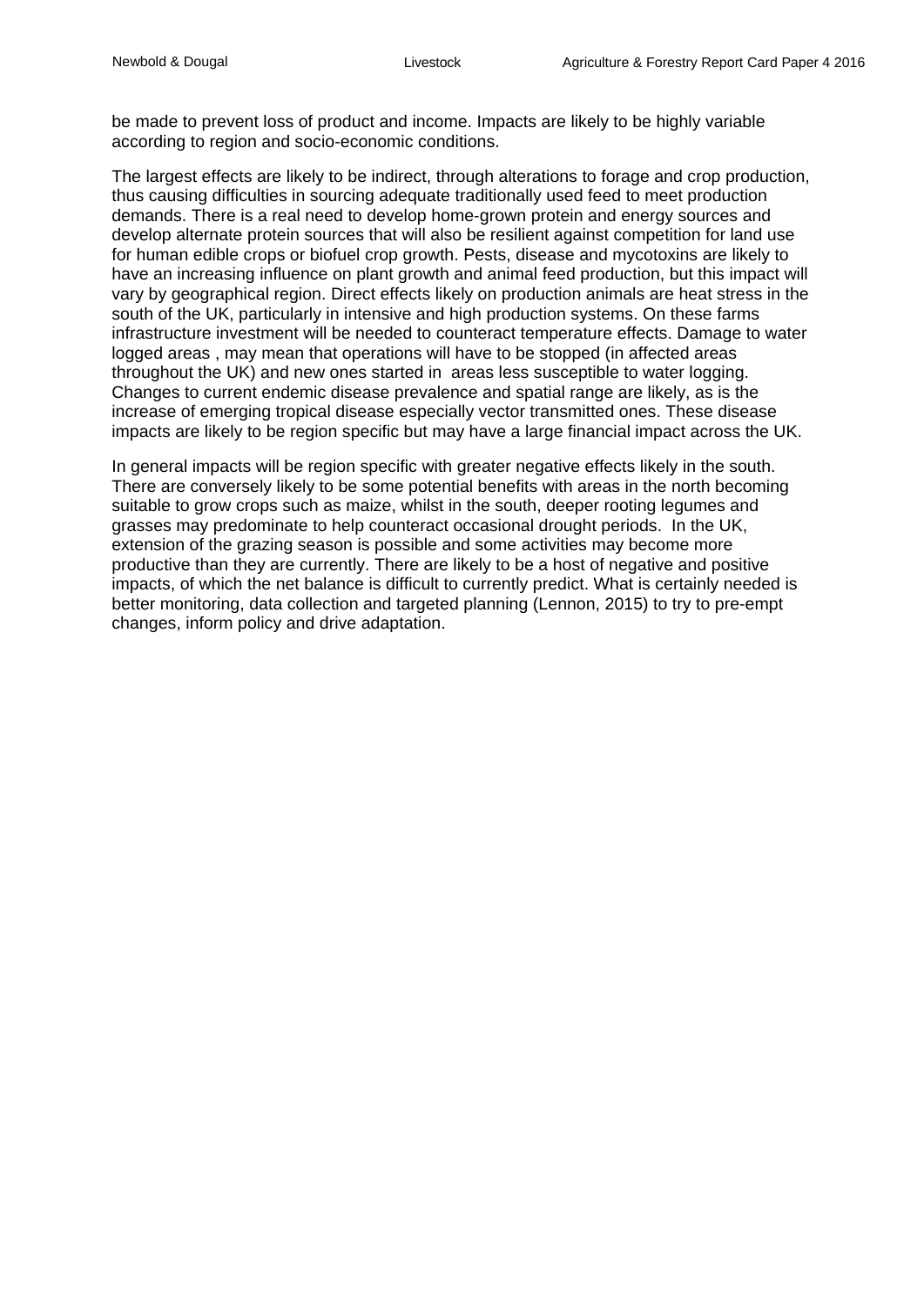be made to prevent loss of product and income. Impacts are likely to be highly variable according to region and socio-economic conditions.

The largest effects are likely to be indirect, through alterations to forage and crop production, thus causing difficulties in sourcing adequate traditionally used feed to meet production demands. There is a real need to develop home-grown protein and energy sources and develop alternate protein sources that will also be resilient against competition for land use for human edible crops or biofuel crop growth. Pests, disease and mycotoxins are likely to have an increasing influence on plant growth and animal feed production, but this impact will vary by geographical region. Direct effects likely on production animals are heat stress in the south of the UK, particularly in intensive and high production systems. On these farms infrastructure investment will be needed to counteract temperature effects. Damage to water logged areas , may mean that operations will have to be stopped (in affected areas throughout the UK) and new ones started in  areas less susceptible to water logging. Changes to current endemic disease prevalence and spatial range are likely, as is the increase of emerging tropical disease especially vector transmitted ones. These disease impacts are likely to be region specific but may have a large financial impact across the UK.

In general impacts will be region specific with greater negative effects likely in the south. There are conversely likely to be some potential benefits with areas in the north becoming suitable to grow crops such as maize, whilst in the south, deeper rooting legumes and grasses may predominate to help counteract occasional drought periods.  In the UK, extension of the grazing season is possible and some activities may become more productive than they are currently. There are likely to be a host of negative and positive impacts, of which the net balance is difficult to currently predict. What is certainly needed is better monitoring, data collection and targeted planning (Lennon, 2015) to try to pre-empt changes, inform policy and drive adaptation.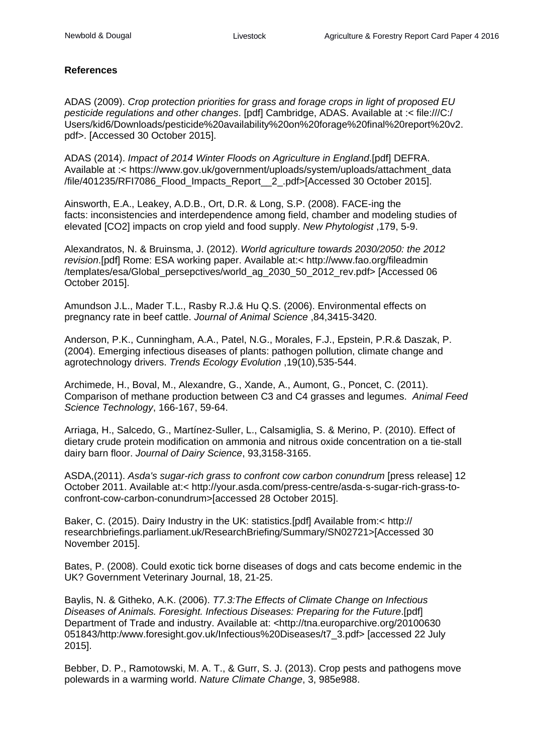**References**

ADAS (2009). *Crop protection priorities for grass and forage crops in light of proposed EU pesticide regulations and other changes*. [pdf] Cambridge, ADAS. Available at :< file:///C:/Users/kid6/Downloads/pesticide%20availability%20on%20forage%20final%20report%20v2.pdf>. [Accessed 30 October 2015].

ADAS (2014). *Impact of 2014 Winter Floods on Agriculture in England*.[pdf] DEFRA. Available at :< https://www.gov.uk/government/uploads/system/uploads/attachment_data/file/401235/RFI7086_Flood_Impacts_Report__2_.pdf>[Accessed 30 October 2015].

Ainsworth, E.A., Leakey, A.D.B., Ort, D.R. & Long, S.P. (2008). FACE-ing the facts: inconsistencies and interdependence among field, chamber and modeling studies of elevated [CO2] impacts on crop yield and food supply. *New Phytologist* ,179, 5-9.

Alexandratos, N. & Bruinsma, J. (2012). *World agriculture towards 2030/2050: the 2012 revision*.[pdf] Rome: ESA working paper. Available at:< http://www.fao.org/fileadmin/templates/esa/Global_persepctives/world_ag_2030_50_2012_rev.pdf> [Accessed 06 October 2015].

Amundson J.L., Mader T.L., Rasby R.J.& Hu Q.S. (2006). Environmental effects on pregnancy rate in beef cattle. *Journal of Animal Science* ,84,3415-3420.

Anderson, P.K., Cunningham, A.A., Patel, N.G., Morales, F.J., Epstein, P.R.& Daszak, P. (2004). Emerging infectious diseases of plants: pathogen pollution, climate change and agrotechnology drivers. *Trends Ecology Evolution* ,19(10),535-544.

Archimede, H., Boval, M., Alexandre, G., Xande, A., Aumont, G., Poncet, C. (2011). Comparison of methane production between C3 and C4 grasses and legumes. *Animal Feed Science Technology*, 166-167, 59-64.

Arriaga, H., Salcedo, G., Martínez-Suller, L., Calsamiglia, S. & Merino, P. (2010). Effect of dietary crude protein modification on ammonia and nitrous oxide concentration on a tie-stall dairy barn floor. *Journal of Dairy Science*, 93,3158-3165.

ASDA,(2011). *Asda's sugar-rich grass to confront cow carbon conundrum* [press release] 12 October 2011. Available at:< http://your.asda.com/press-centre/asda-s-sugar-rich-grass-to-confront-cow-carbon-conundrum>[accessed 28 October 2015].

Baker, C. (2015). Dairy Industry in the UK: statistics.[pdf] Available from:< http://researchbriefings.parliament.uk/ResearchBriefing/Summary/SN02721>[Accessed 30 November 2015].

Bates, P. (2008). Could exotic tick borne diseases of dogs and cats become endemic in the UK? Government Veterinary Journal, 18, 21-25.

Baylis, N. & Githeko, A.K. (2006). *T7.3:The Effects of Climate Change on Infectious Diseases of Animals. Foresight. Infectious Diseases: Preparing for the Future*.[pdf] Department of Trade and industry. Available at: <http://tna.europarchive.org/20100630051843/http:/www.foresight.gov.uk/Infectious%20Diseases/t7_3.pdf> [accessed 22 July 2015].

Bebber, D. P., Ramotowski, M. A. T., & Gurr, S. J. (2013). Crop pests and pathogens move polewards in a warming world. *Nature Climate Change*, 3, 985e988.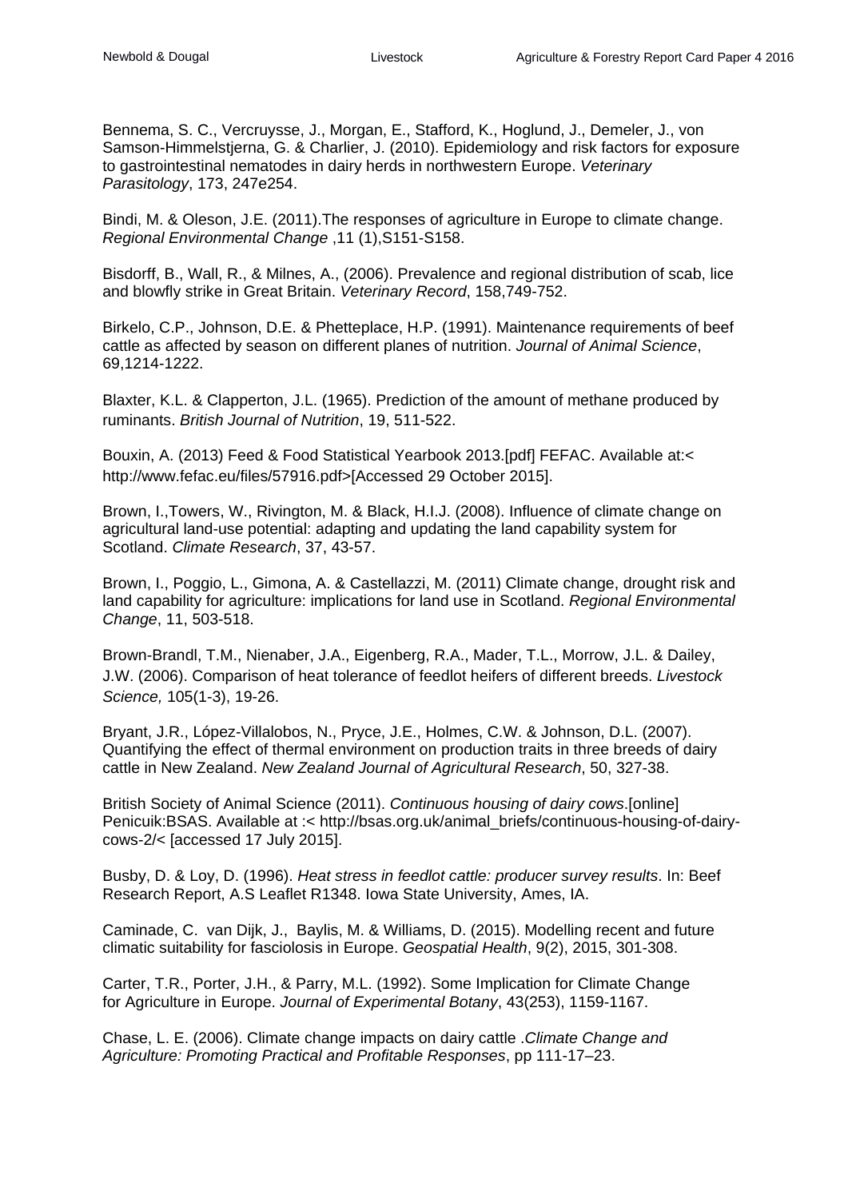Bennema, S. C., Vercruysse, J., Morgan, E., Stafford, K., Hoglund, J., Demeler, J., von Samson-Himmelstjerna, G. & Charlier, J. (2010). Epidemiology and risk factors for exposure to gastrointestinal nematodes in dairy herds in northwestern Europe. *Veterinary Parasitology*, 173, 247e254.

Bindi, M. & Oleson, J.E. (2011).The responses of agriculture in Europe to climate change. *Regional Environmental Change* ,11 (1),S151-S158.

Bisdorff, B., Wall, R., & Milnes, A., (2006). Prevalence and regional distribution of scab, lice and blowfly strike in Great Britain. *Veterinary Record*, 158,749-752.

Birkelo, C.P., Johnson, D.E. & Phetteplace, H.P. (1991). Maintenance requirements of beef cattle as affected by season on different planes of nutrition. *Journal of Animal Science*, 69,1214-1222.

Blaxter, K.L. & Clapperton, J.L. (1965). Prediction of the amount of methane produced by ruminants. *British Journal of Nutrition*, 19, 511-522.

Bouxin, A. (2013) Feed & Food Statistical Yearbook 2013.[pdf] FEFAC. Available at:< http://www.fefac.eu/files/57916.pdf>[Accessed 29 October 2015].

Brown, I.,Towers, W., Rivington, M. & Black, H.I.J. (2008). Influence of climate change on agricultural land-use potential: adapting and updating the land capability system for Scotland. *Climate Research*, 37, 43-57.

Brown, I., Poggio, L., Gimona, A. & Castellazzi, M. (2011) Climate change, drought risk and land capability for agriculture: implications for land use in Scotland. *Regional Environmental Change*, 11, 503-518.

Brown-Brandl, T.M., Nienaber, J.A., Eigenberg, R.A., Mader, T.L., Morrow, J.L. & Dailey, J.W. (2006). Comparison of heat tolerance of feedlot heifers of different breeds. *Livestock Science,* 105(1-3), 19-26.

Bryant, J.R., López-Villalobos, N., Pryce, J.E., Holmes, C.W. & Johnson, D.L. (2007). Quantifying the effect of thermal environment on production traits in three breeds of dairy cattle in New Zealand. *New Zealand Journal of Agricultural Research*, 50, 327-38.

British Society of Animal Science (2011). *Continuous housing of dairy cows*.[online] Penicuik:BSAS. Available at :< http://bsas.org.uk/animal_briefs/continuous-housing-of-dairy-cows-2/< [accessed 17 July 2015].

Busby, D. & Loy, D. (1996). *Heat stress in feedlot cattle: producer survey results*. In: Beef Research Report, A.S Leaflet R1348. Iowa State University, Ames, IA.

Caminade, C. van Dijk, J., Baylis, M. & Williams, D. (2015). Modelling recent and future climatic suitability for fasciolosis in Europe. *Geospatial Health*, 9(2), 2015, 301-308.

Carter, T.R., Porter, J.H., & Parry, M.L. (1992). Some Implication for Climate Change for Agriculture in Europe. *Journal of Experimental Botany*, 43(253), 1159-1167.

Chase, L. E. (2006). Climate change impacts on dairy cattle .*Climate Change and Agriculture: Promoting Practical and Profitable Responses*, pp 111-17–23.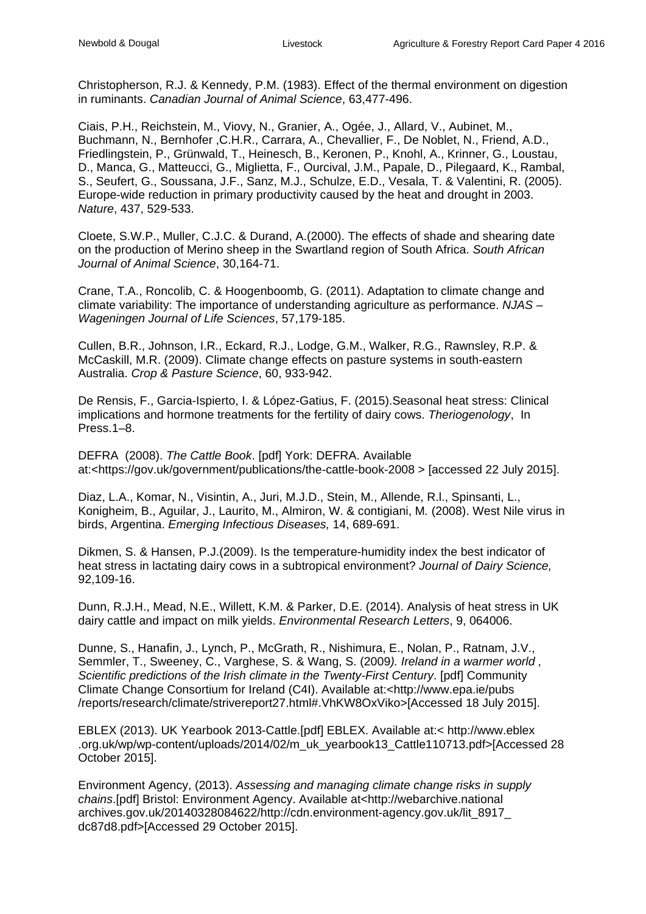Christopherson, R.J. & Kennedy, P.M. (1983). Effect of the thermal environment on digestion in ruminants. *Canadian Journal of Animal Science*, 63,477-496.

Ciais, P.H., Reichstein, M., Viovy, N., Granier, A., Ogée, J., Allard, V., Aubinet, M., Buchmann, N., Bernhofer ,C.H.R., Carrara, A., Chevallier, F., De Noblet, N., Friend, A.D., Friedlingstein, P., Grünwald, T., Heinesch, B., Keronen, P., Knohl, A., Krinner, G., Loustau, D., Manca, G., Matteucci, G., Miglietta, F., Ourcival, J.M., Papale, D., Pilegaard, K., Rambal, S., Seufert, G., Soussana, J.F., Sanz, M.J., Schulze, E.D., Vesala, T. & Valentini, R. (2005). Europe-wide reduction in primary productivity caused by the heat and drought in 2003. *Nature*, 437, 529-533.

Cloete, S.W.P., Muller, C.J.C. & Durand, A.(2000). The effects of shade and shearing date on the production of Merino sheep in the Swartland region of South Africa. *South African Journal of Animal Science*, 30,164-71.

Crane, T.A., Roncolib, C. & Hoogenboomb, G. (2011). Adaptation to climate change and climate variability: The importance of understanding agriculture as performance. *NJAS – Wageningen Journal of Life Sciences*, 57,179-185.

Cullen, B.R., Johnson, I.R., Eckard, R.J., Lodge, G.M., Walker, R.G., Rawnsley, R.P. & McCaskill, M.R. (2009). Climate change effects on pasture systems in south-eastern Australia. *Crop & Pasture Science*, 60, 933-942.

De Rensis, F., Garcia-Ispierto, I. & López-Gatius, F. (2015).Seasonal heat stress: Clinical implications and hormone treatments for the fertility of dairy cows. *Theriogenology*, In Press.1–8.

DEFRA (2008). *The Cattle Book*. [pdf] York: DEFRA. Available at:<https://gov.uk/government/publications/the-cattle-book-2008 > [accessed 22 July 2015].

Diaz, L.A., Komar, N., Visintin, A., Juri, M.J.D., Stein, M., Allende, R.l., Spinsanti, L., Konigheim, B., Aguilar, J., Laurito, M., Almiron, W. & contigiani, M. (2008). West Nile virus in birds, Argentina. *Emerging Infectious Diseases,* 14, 689-691.

Dikmen, S. & Hansen, P.J.(2009). Is the temperature-humidity index the best indicator of heat stress in lactating dairy cows in a subtropical environment? *Journal of Dairy Science,* 92,109-16.

Dunn, R.J.H., Mead, N.E., Willett, K.M. & Parker, D.E. (2014). Analysis of heat stress in UK dairy cattle and impact on milk yields. *Environmental Research Letters*, 9, 064006.

Dunne, S., Hanafin, J., Lynch, P., McGrath, R., Nishimura, E., Nolan, P., Ratnam, J.V., Semmler, T., Sweeney, C., Varghese, S. & Wang, S. (2009*). Ireland in a warmer world , Scientific predictions of the Irish climate in the Twenty-First Century*. [pdf] Community Climate Change Consortium for Ireland (C4I). Available at:<http://www.epa.ie/pubs /reports/research/climate/strivereport27.html#.VhKW8OxViko>[Accessed 18 July 2015].

EBLEX (2013). UK Yearbook 2013-Cattle.[pdf] EBLEX. Available at:< http://www.eblex .org.uk/wp/wp-content/uploads/2014/02/m_uk_yearbook13_Cattle110713.pdf>[Accessed 28 October 2015].

Environment Agency, (2013). *Assessing and managing climate change risks in supply chains*.[pdf] Bristol: Environment Agency. Available at<http://webarchive.national archives.gov.uk/20140328084622/http://cdn.environment-agency.gov.uk/lit_8917_ dc87d8.pdf>[Accessed 29 October 2015].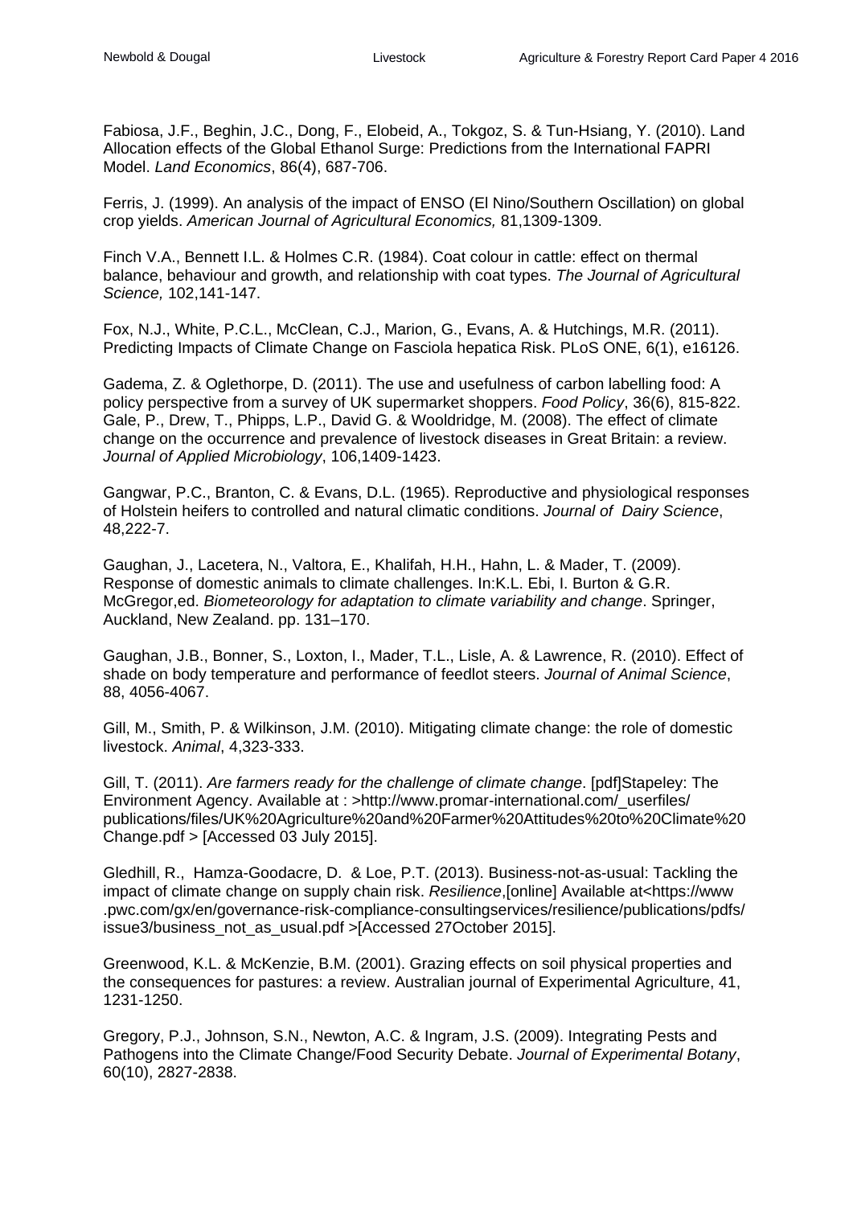Fabiosa, J.F., Beghin, J.C., Dong, F., Elobeid, A., Tokgoz, S. & Tun-Hsiang, Y. (2010). Land Allocation effects of the Global Ethanol Surge: Predictions from the International FAPRI Model. *Land Economics*, 86(4), 687-706.

Ferris, J. (1999). An analysis of the impact of ENSO (El Nino/Southern Oscillation) on global crop yields. *American Journal of Agricultural Economics,* 81,1309-1309.

Finch V.A., Bennett I.L. & Holmes C.R. (1984). Coat colour in cattle: effect on thermal balance, behaviour and growth, and relationship with coat types. *The Journal of Agricultural Science,* 102,141-147.

Fox, N.J., White, P.C.L., McClean, C.J., Marion, G., Evans, A. & Hutchings, M.R. (2011). Predicting Impacts of Climate Change on Fasciola hepatica Risk. PLoS ONE, 6(1), e16126.

Gadema, Z. & Oglethorpe, D. (2011). The use and usefulness of carbon labelling food: A policy perspective from a survey of UK supermarket shoppers. *Food Policy*, 36(6), 815-822.
Gale, P., Drew, T., Phipps, L.P., David G. & Wooldridge, M. (2008). The effect of climate change on the occurrence and prevalence of livestock diseases in Great Britain: a review. *Journal of Applied Microbiology*, 106,1409-1423.

Gangwar, P.C., Branton, C. & Evans, D.L. (1965). Reproductive and physiological responses of Holstein heifers to controlled and natural climatic conditions. *Journal of Dairy Science*, 48,222-7.

Gaughan, J., Lacetera, N., Valtora, E., Khalifah, H.H., Hahn, L. & Mader, T. (2009). Response of domestic animals to climate challenges. In:K.L. Ebi, I. Burton & G.R. McGregor,ed. *Biometeorology for adaptation to climate variability and change*. Springer, Auckland, New Zealand. pp. 131–170.

Gaughan, J.B., Bonner, S., Loxton, I., Mader, T.L., Lisle, A. & Lawrence, R. (2010). Effect of shade on body temperature and performance of feedlot steers. *Journal of Animal Science*, 88, 4056-4067.

Gill, M., Smith, P. & Wilkinson, J.M. (2010). Mitigating climate change: the role of domestic livestock. *Animal*, 4,323-333.

Gill, T. (2011). *Are farmers ready for the challenge of climate change*. [pdf]Stapeley: The Environment Agency. Available at : >http://www.promar-international.com/_userfiles/publications/files/UK%20Agriculture%20and%20Farmer%20Attitudes%20to%20Climate%20Change.pdf > [Accessed 03 July 2015].

Gledhill, R., Hamza-Goodacre, D. & Loe, P.T. (2013). Business-not-as-usual: Tackling the impact of climate change on supply chain risk. *Resilience*,[online] Available at<https://www.pwc.com/gx/en/governance-risk-compliance-consultingservices/resilience/publications/pdfs/issue3/business_not_as_usual.pdf >[Accessed 27October 2015].

Greenwood, K.L. & McKenzie, B.M. (2001). Grazing effects on soil physical properties and the consequences for pastures: a review. Australian journal of Experimental Agriculture, 41, 1231-1250.

Gregory, P.J., Johnson, S.N., Newton, A.C. & Ingram, J.S. (2009). Integrating Pests and Pathogens into the Climate Change/Food Security Debate. *Journal of Experimental Botany*, 60(10), 2827-2838.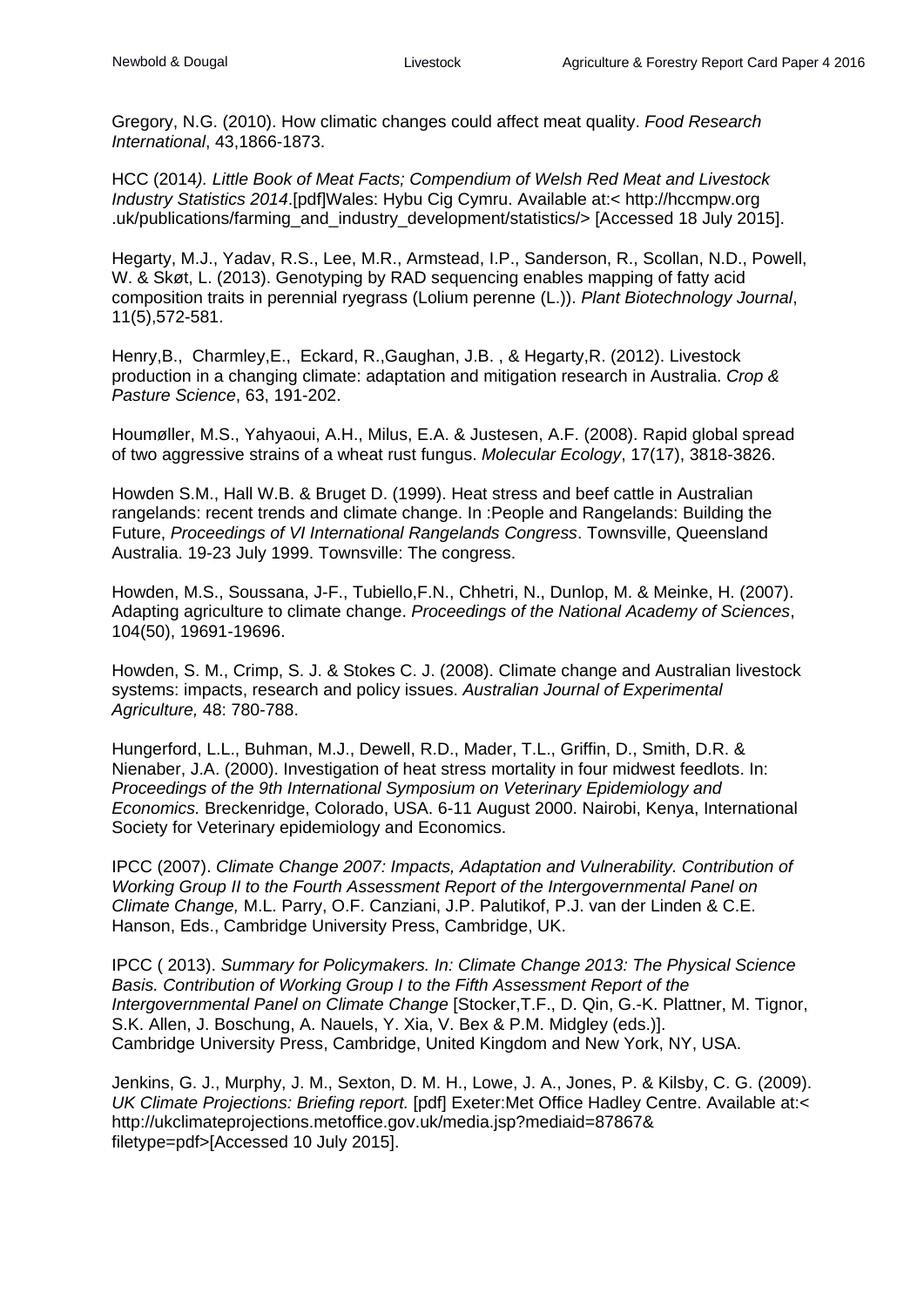Gregory, N.G. (2010). How climatic changes could affect meat quality. *Food Research International*, 43,1866-1873.

HCC (2014*). Little Book of Meat Facts; Compendium of Welsh Red Meat and Livestock Industry Statistics 2014*.[pdf]Wales: Hybu Cig Cymru. Available at:< http://hccmpw.org .uk/publications/farming_and_industry_development/statistics/> [Accessed 18 July 2015].

Hegarty, M.J., Yadav, R.S., Lee, M.R., Armstead, I.P., Sanderson, R., Scollan, N.D., Powell, W. & Skøt, L. (2013). Genotyping by RAD sequencing enables mapping of fatty acid composition traits in perennial ryegrass (Lolium perenne (L.)). *Plant Biotechnology Journal*, 11(5),572-581.

Henry,B., Charmley,E., Eckard, R.,Gaughan, J.B. , & Hegarty,R. (2012). Livestock production in a changing climate: adaptation and mitigation research in Australia. *Crop & Pasture Science*, 63, 191-202.

Houmøller, M.S., Yahyaoui, A.H., Milus, E.A. & Justesen, A.F. (2008). Rapid global spread of two aggressive strains of a wheat rust fungus. *Molecular Ecology*, 17(17), 3818-3826.

Howden S.M., Hall W.B. & Bruget D. (1999). Heat stress and beef cattle in Australian rangelands: recent trends and climate change. In :People and Rangelands: Building the Future, *Proceedings of VI International Rangelands Congress*. Townsville, Queensland Australia. 19-23 July 1999. Townsville: The congress.

Howden, M.S., Soussana, J-F., Tubiello,F.N., Chhetri, N., Dunlop, M. & Meinke, H. (2007). Adapting agriculture to climate change. *Proceedings of the National Academy of Sciences*, 104(50), 19691-19696.

Howden, S. M., Crimp, S. J. & Stokes C. J. (2008). Climate change and Australian livestock systems: impacts, research and policy issues. *Australian Journal of Experimental Agriculture,* 48: 780-788.

Hungerford, L.L., Buhman, M.J., Dewell, R.D., Mader, T.L., Griffin, D., Smith, D.R. & Nienaber, J.A. (2000). Investigation of heat stress mortality in four midwest feedlots. In: *Proceedings of the 9th International Symposium on Veterinary Epidemiology and Economics.* Breckenridge, Colorado, USA. 6-11 August 2000. Nairobi, Kenya, International Society for Veterinary epidemiology and Economics.

IPCC (2007). *Climate Change 2007: Impacts, Adaptation and Vulnerability. Contribution of Working Group II to the Fourth Assessment Report of the Intergovernmental Panel on Climate Change,* M.L. Parry, O.F. Canziani, J.P. Palutikof, P.J. van der Linden & C.E. Hanson, Eds., Cambridge University Press, Cambridge, UK.

IPCC ( 2013). *Summary for Policymakers. In: Climate Change 2013: The Physical Science Basis. Contribution of Working Group I to the Fifth Assessment Report of the Intergovernmental Panel on Climate Change* [Stocker,T.F., D. Qin, G.-K. Plattner, M. Tignor, S.K. Allen, J. Boschung, A. Nauels, Y. Xia, V. Bex & P.M. Midgley (eds.)]. Cambridge University Press, Cambridge, United Kingdom and New York, NY, USA.

Jenkins, G. J., Murphy, J. M., Sexton, D. M. H., Lowe, J. A., Jones, P. & Kilsby, C. G. (2009). *UK Climate Projections: Briefing report.* [pdf] Exeter:Met Office Hadley Centre. Available at:< http://ukclimateprojections.metoffice.gov.uk/media.jsp?mediaid=87867& filetype=pdf>[Accessed 10 July 2015].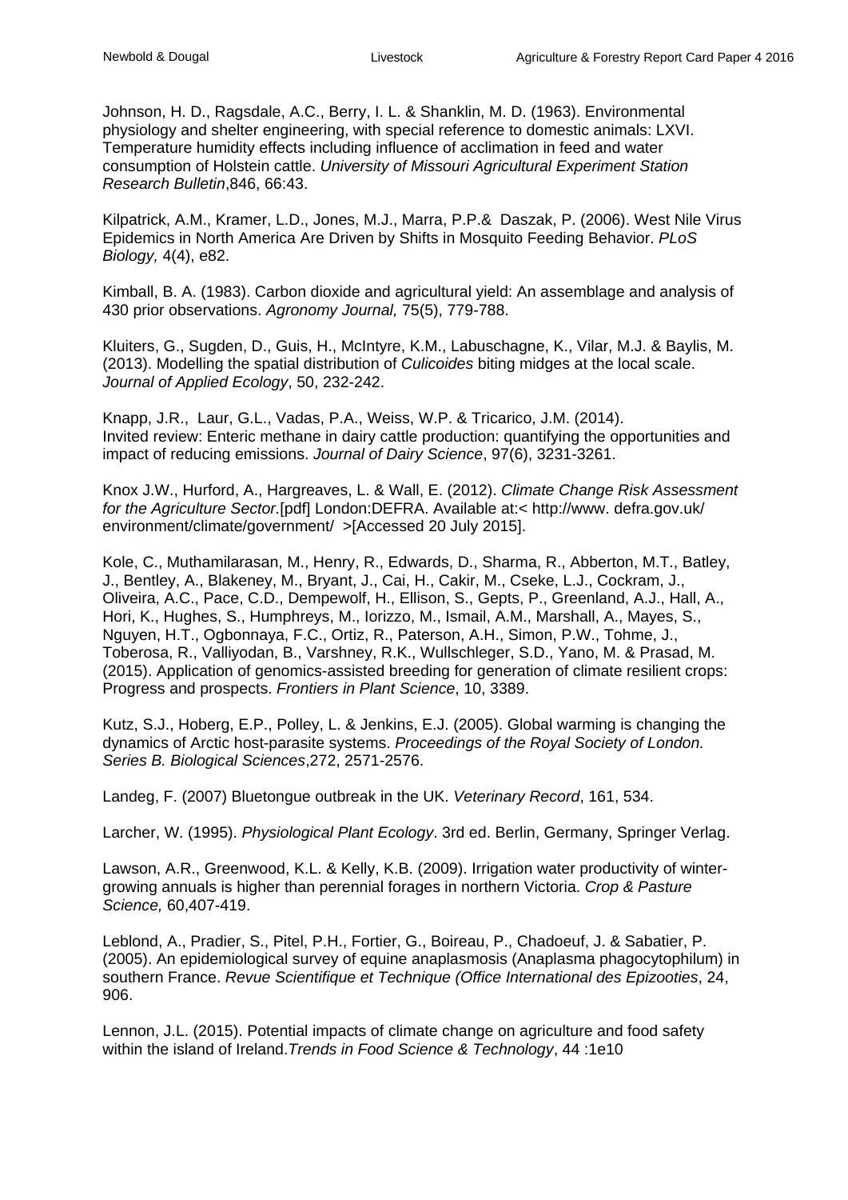Johnson, H. D., Ragsdale, A.C., Berry, I. L. & Shanklin, M. D. (1963). Environmental physiology and shelter engineering, with special reference to domestic animals: LXVI. Temperature humidity effects including influence of acclimation in feed and water consumption of Holstein cattle. *University of Missouri Agricultural Experiment Station Research Bulletin*,846, 66:43.

Kilpatrick, A.M., Kramer, L.D., Jones, M.J., Marra, P.P.& Daszak, P. (2006). West Nile Virus Epidemics in North America Are Driven by Shifts in Mosquito Feeding Behavior. *PLoS Biology,* 4(4), e82.

Kimball, B. A. (1983). Carbon dioxide and agricultural yield: An assemblage and analysis of 430 prior observations. *Agronomy Journal,* 75(5), 779-788.

Kluiters, G., Sugden, D., Guis, H., McIntyre, K.M., Labuschagne, K., Vilar, M.J. & Baylis, M. (2013). Modelling the spatial distribution of *Culicoides* biting midges at the local scale. *Journal of Applied Ecology*, 50, 232-242.

Knapp, J.R., Laur, G.L., Vadas, P.A., Weiss, W.P. & Tricarico, J.M. (2014). Invited review: Enteric methane in dairy cattle production: quantifying the opportunities and impact of reducing emissions. *Journal of Dairy Science*, 97(6), 3231-3261.

Knox J.W., Hurford, A., Hargreaves, L. & Wall, E. (2012). *Climate Change Risk Assessment for the Agriculture Sector*.[pdf] London:DEFRA. Available at:< http://www. defra.gov.uk/ environment/climate/government/ >[Accessed 20 July 2015].

Kole, C., Muthamilarasan, M., Henry, R., Edwards, D., Sharma, R., Abberton, M.T., Batley, J., Bentley, A., Blakeney, M., Bryant, J., Cai, H., Cakir, M., Cseke, L.J., Cockram, J., Oliveira, A.C., Pace, C.D., Dempewolf, H., Ellison, S., Gepts, P., Greenland, A.J., Hall, A., Hori, K., Hughes, S., Humphreys, M., Iorizzo, M., Ismail, A.M., Marshall, A., Mayes, S., Nguyen, H.T., Ogbonnaya, F.C., Ortiz, R., Paterson, A.H., Simon, P.W., Tohme, J., Toberosa, R., Valliyodan, B., Varshney, R.K., Wullschleger, S.D., Yano, M. & Prasad, M. (2015). Application of genomics-assisted breeding for generation of climate resilient crops: Progress and prospects. *Frontiers in Plant Science*, 10, 3389.

Kutz, S.J., Hoberg, E.P., Polley, L. & Jenkins, E.J. (2005). Global warming is changing the dynamics of Arctic host-parasite systems. *Proceedings of the Royal Society of London. Series B. Biological Sciences*,272, 2571-2576.

Landeg, F. (2007) Bluetongue outbreak in the UK. *Veterinary Record*, 161, 534.

Larcher, W. (1995). *Physiological Plant Ecology*. 3rd ed. Berlin, Germany, Springer Verlag.

Lawson, A.R., Greenwood, K.L. & Kelly, K.B. (2009). Irrigation water productivity of winter-growing annuals is higher than perennial forages in northern Victoria. *Crop & Pasture Science,* 60,407-419.

Leblond, A., Pradier, S., Pitel, P.H., Fortier, G., Boireau, P., Chadoeuf, J. & Sabatier, P. (2005). An epidemiological survey of equine anaplasmosis (Anaplasma phagocytophilum) in southern France. *Revue Scientifique et Technique (Office International des Epizooties*, 24, 906.

Lennon, J.L. (2015). Potential impacts of climate change on agriculture and food safety within the island of Ireland.*Trends in Food Science & Technology*, 44 :1e10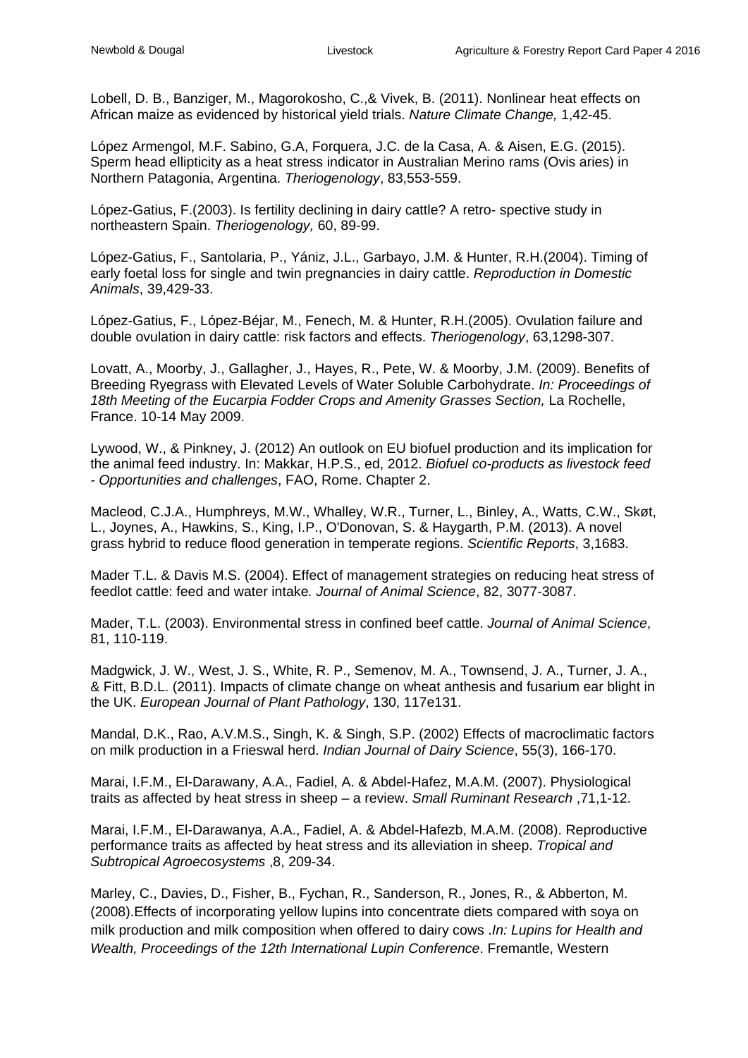Lobell, D. B., Banziger, M., Magorokosho, C.,& Vivek, B. (2011). Nonlinear heat effects on African maize as evidenced by historical yield trials. *Nature Climate Change,* 1,42-45.

López Armengol, M.F. Sabino, G.A, Forquera, J.C. de la Casa, A. & Aisen, E.G. (2015). Sperm head ellipticity as a heat stress indicator in Australian Merino rams (Ovis aries) in Northern Patagonia, Argentina. *Theriogenology*, 83,553-559.

López-Gatius, F.(2003). Is fertility declining in dairy cattle? A retro- spective study in northeastern Spain. *Theriogenology,* 60, 89-99.

López-Gatius, F., Santolaria, P., Yániz, J.L., Garbayo, J.M. & Hunter, R.H.(2004). Timing of early foetal loss for single and twin pregnancies in dairy cattle. *Reproduction in Domestic Animals*, 39,429-33.

López-Gatius, F., López-Béjar, M., Fenech, M. & Hunter, R.H.(2005). Ovulation failure and double ovulation in dairy cattle: risk factors and effects. *Theriogenology*, 63,1298-307.

Lovatt, A., Moorby, J., Gallagher, J., Hayes, R., Pete, W. & Moorby, J.M. (2009). Benefits of Breeding Ryegrass with Elevated Levels of Water Soluble Carbohydrate. *In: Proceedings of 18th Meeting of the Eucarpia Fodder Crops and Amenity Grasses Section,* La Rochelle, France. 10-14 May 2009.

Lywood, W., & Pinkney, J. (2012) An outlook on EU biofuel production and its implication for the animal feed industry. In: Makkar, H.P.S., ed, 2012. *Biofuel co-products as livestock feed - Opportunities and challenges*, FAO, Rome. Chapter 2.

Macleod, C.J.A., Humphreys, M.W., Whalley, W.R., Turner, L., Binley, A., Watts, C.W., Skøt, L., Joynes, A., Hawkins, S., King, I.P., O'Donovan, S. & Haygarth, P.M. (2013). A novel grass hybrid to reduce flood generation in temperate regions. *Scientific Reports*, 3,1683.

Mader T.L. & Davis M.S. (2004). Effect of management strategies on reducing heat stress of feedlot cattle: feed and water intake*. Journal of Animal Science*, 82, 3077-3087.

Mader, T.L. (2003). Environmental stress in confined beef cattle. *Journal of Animal Science*, 81, 110-119.

Madgwick, J. W., West, J. S., White, R. P., Semenov, M. A., Townsend, J. A., Turner, J. A., & Fitt, B.D.L. (2011). Impacts of climate change on wheat anthesis and fusarium ear blight in the UK. *European Journal of Plant Pathology*, 130, 117e131.

Mandal, D.K., Rao, A.V.M.S., Singh, K. & Singh, S.P. (2002) Effects of macroclimatic factors on milk production in a Frieswal herd. *Indian Journal of Dairy Science*, 55(3), 166-170.

Marai, I.F.M., El-Darawany, A.A., Fadiel, A. & Abdel-Hafez, M.A.M. (2007). Physiological traits as affected by heat stress in sheep – a review. *Small Ruminant Research* ,71,1-12.

Marai, I.F.M., El-Darawanya, A.A., Fadiel, A. & Abdel-Hafezb, M.A.M. (2008). Reproductive performance traits as affected by heat stress and its alleviation in sheep. *Tropical and Subtropical Agroecosystems* ,8, 209-34.

Marley, C., Davies, D., Fisher, B., Fychan, R., Sanderson, R., Jones, R., & Abberton, M. (2008).Effects of incorporating yellow lupins into concentrate diets compared with soya on milk production and milk composition when offered to dairy cows .*In: Lupins for Health and Wealth, Proceedings of the 12th International Lupin Conference*. Fremantle, Western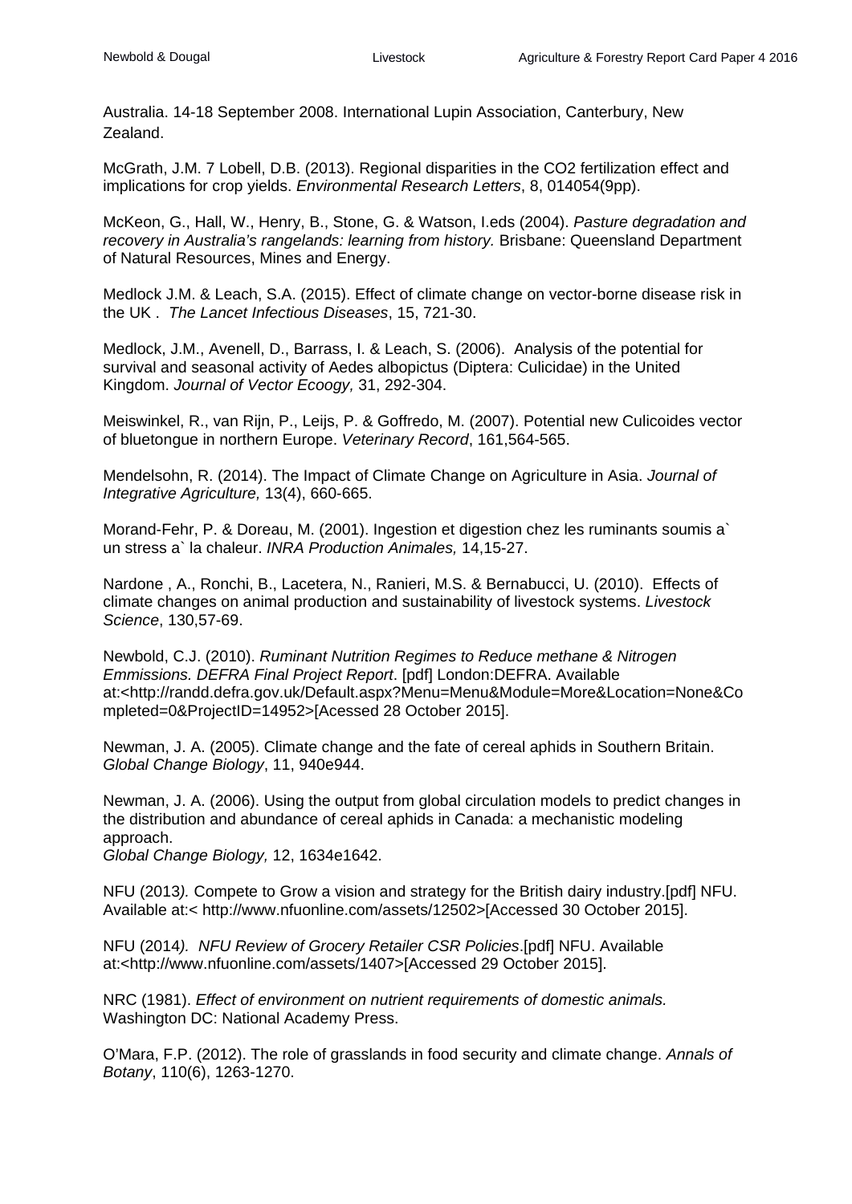Australia. 14-18 September 2008. International Lupin Association, Canterbury, New Zealand.

McGrath, J.M. 7 Lobell, D.B. (2013). Regional disparities in the CO2 fertilization effect and implications for crop yields. *Environmental Research Letters*, 8, 014054(9pp).

McKeon, G., Hall, W., Henry, B., Stone, G. & Watson, I.eds (2004). *Pasture degradation and recovery in Australia's rangelands: learning from history.* Brisbane: Queensland Department of Natural Resources, Mines and Energy.

Medlock J.M. & Leach, S.A. (2015). Effect of climate change on vector-borne disease risk in the UK . *The Lancet Infectious Diseases*, 15, 721-30.

Medlock, J.M., Avenell, D., Barrass, I. & Leach, S. (2006). Analysis of the potential for survival and seasonal activity of Aedes albopictus (Diptera: Culicidae) in the United Kingdom. *Journal of Vector Ecoogy,* 31, 292-304.

Meiswinkel, R., van Rijn, P., Leijs, P. & Goffredo, M. (2007). Potential new Culicoides vector of bluetongue in northern Europe. *Veterinary Record*, 161,564-565.

Mendelsohn, R. (2014). The Impact of Climate Change on Agriculture in Asia. *Journal of Integrative Agriculture,* 13(4), 660-665.

Morand-Fehr, P. & Doreau, M. (2001). Ingestion et digestion chez les ruminants soumis a` un stress a` la chaleur. *INRA Production Animales,* 14,15-27.

Nardone , A., Ronchi, B., Lacetera, N., Ranieri, M.S. & Bernabucci, U. (2010). Effects of climate changes on animal production and sustainability of livestock systems. *Livestock Science*, 130,57-69.

Newbold, C.J. (2010). *Ruminant Nutrition Regimes to Reduce methane & Nitrogen Emmissions. DEFRA Final Project Report*. [pdf] London:DEFRA. Available at:<http://randd.defra.gov.uk/Default.aspx?Menu=Menu&Module=More&Location=None&Completed=0&ProjectID=14952>[Acessed 28 October 2015].

Newman, J. A. (2005). Climate change and the fate of cereal aphids in Southern Britain. *Global Change Biology*, 11, 940e944.

Newman, J. A. (2006). Using the output from global circulation models to predict changes in the distribution and abundance of cereal aphids in Canada: a mechanistic modeling approach.
*Global Change Biology,* 12, 1634e1642.

NFU (2013*).* Compete to Grow a vision and strategy for the British dairy industry.[pdf] NFU. Available at:< http://www.nfuonline.com/assets/12502>[Accessed 30 October 2015].

NFU (2014*). NFU Review of Grocery Retailer CSR Policies*.[pdf] NFU. Available at:<http://www.nfuonline.com/assets/1407>[Accessed 29 October 2015].

NRC (1981). *Effect of environment on nutrient requirements of domestic animals.* Washington DC: National Academy Press.

O'Mara, F.P. (2012). The role of grasslands in food security and climate change. *Annals of Botany*, 110(6), 1263-1270.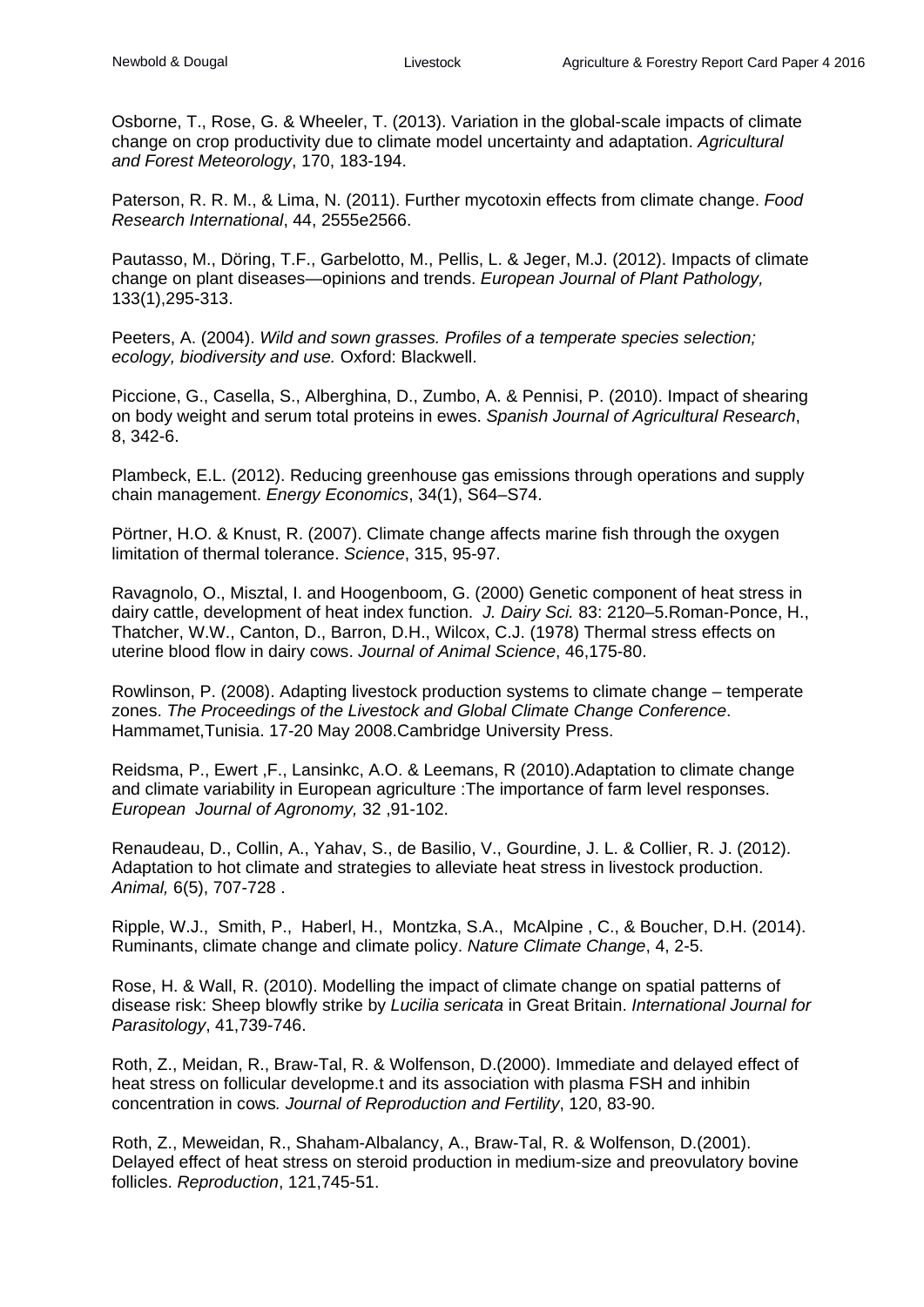Osborne, T., Rose, G. & Wheeler, T. (2013). Variation in the global-scale impacts of climate change on crop productivity due to climate model uncertainty and adaptation. *Agricultural and Forest Meteorology*, 170, 183-194.

Paterson, R. R. M., & Lima, N. (2011). Further mycotoxin effects from climate change. *Food Research International*, 44, 2555e2566.

Pautasso, M., Döring, T.F., Garbelotto, M., Pellis, L. & Jeger, M.J. (2012). Impacts of climate change on plant diseases—opinions and trends. *European Journal of Plant Pathology,* 133(1),295-313.

Peeters, A. (2004). *Wild and sown grasses. Profiles of a temperate species selection; ecology, biodiversity and use.* Oxford: Blackwell.

Piccione, G., Casella, S., Alberghina, D., Zumbo, A. & Pennisi, P. (2010). Impact of shearing on body weight and serum total proteins in ewes. *Spanish Journal of Agricultural Research*, 8, 342-6.

Plambeck, E.L. (2012). Reducing greenhouse gas emissions through operations and supply chain management. *Energy Economics*, 34(1), S64–S74.

Pörtner, H.O. & Knust, R. (2007). Climate change affects marine fish through the oxygen limitation of thermal tolerance. *Science*, 315, 95-97.

Ravagnolo, O., Misztal, I. and Hoogenboom, G. (2000) Genetic component of heat stress in dairy cattle, development of heat index function. *J. Dairy Sci.* 83: 2120–5.Roman-Ponce, H., Thatcher, W.W., Canton, D., Barron, D.H., Wilcox, C.J. (1978) Thermal stress effects on uterine blood flow in dairy cows. *Journal of Animal Science*, 46,175-80.

Rowlinson, P. (2008). Adapting livestock production systems to climate change – temperate zones. *The Proceedings of the Livestock and Global Climate Change Conference*. Hammamet,Tunisia. 17-20 May 2008.Cambridge University Press.

Reidsma, P., Ewert ,F., Lansinkc, A.O. & Leemans, R (2010).Adaptation to climate change and climate variability in European agriculture :The importance of farm level responses. *European Journal of Agronomy,* 32 ,91-102.

Renaudeau, D., Collin, A., Yahav, S., de Basilio, V., Gourdine, J. L. & Collier, R. J. (2012). Adaptation to hot climate and strategies to alleviate heat stress in livestock production. *Animal,* 6(5), 707-728 .

Ripple, W.J., Smith, P., Haberl, H., Montzka, S.A., McAlpine , C., & Boucher, D.H. (2014). Ruminants, climate change and climate policy. *Nature Climate Change*, 4, 2-5.

Rose, H. & Wall, R. (2010). Modelling the impact of climate change on spatial patterns of disease risk: Sheep blowfly strike by *Lucilia sericata* in Great Britain. *International Journal for Parasitology*, 41,739-746.

Roth, Z., Meidan, R., Braw-Tal, R. & Wolfenson, D.(2000). Immediate and delayed effect of heat stress on follicular developme.t and its association with plasma FSH and inhibin concentration in cows*. Journal of Reproduction and Fertility*, 120, 83-90.

Roth, Z., Meweidan, R., Shaham-Albalancy, A., Braw-Tal, R. & Wolfenson, D.(2001). Delayed effect of heat stress on steroid production in medium-size and preovulatory bovine follicles. *Reproduction*, 121,745-51.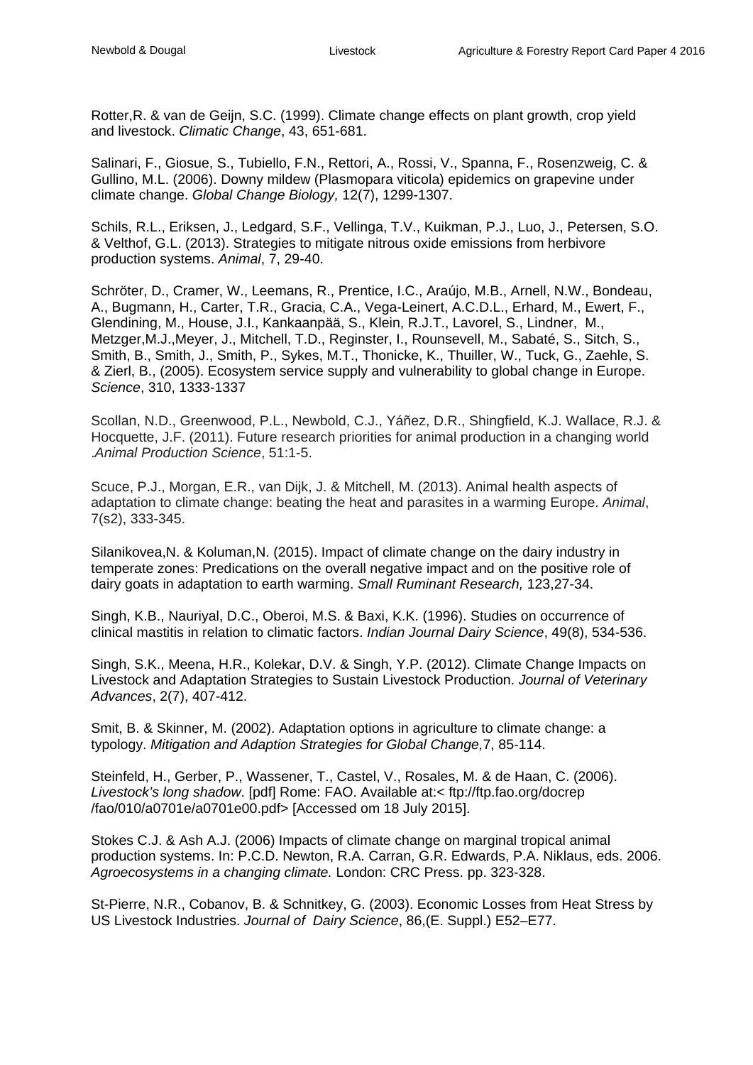Rotter,R. & van de Geijn, S.C. (1999). Climate change effects on plant growth, crop yield and livestock. *Climatic Change*, 43, 651-681.

Salinari, F., Giosue, S., Tubiello, F.N., Rettori, A., Rossi, V., Spanna, F., Rosenzweig, C. & Gullino, M.L. (2006). Downy mildew (Plasmopara viticola) epidemics on grapevine under climate change. *Global Change Biology,* 12(7), 1299-1307.

Schils, R.L., Eriksen, J., Ledgard, S.F., Vellinga, T.V., Kuikman, P.J., Luo, J., Petersen, S.O. & Velthof, G.L. (2013). Strategies to mitigate nitrous oxide emissions from herbivore production systems. *Animal*, 7, 29-40.

Schröter, D., Cramer, W., Leemans, R., Prentice, I.C., Araújo, M.B., Arnell, N.W., Bondeau, A., Bugmann, H., Carter, T.R., Gracia, C.A., Vega-Leinert, A.C.D.L., Erhard, M., Ewert, F., Glendining, M., House, J.I., Kankaanpää, S., Klein, R.J.T., Lavorel, S., Lindner, M., Metzger,M.J.,Meyer, J., Mitchell, T.D., Reginster, I., Rounsevell, M., Sabaté, S., Sitch, S., Smith, B., Smith, J., Smith, P., Sykes, M.T., Thonicke, K., Thuiller, W., Tuck, G., Zaehle, S. & Zierl, B., (2005). Ecosystem service supply and vulnerability to global change in Europe. *Science*, 310, 1333-1337

Scollan, N.D., Greenwood, P.L., Newbold, C.J., Yáñez, D.R., Shingfield, K.J. Wallace, R.J. & Hocquette, J.F. (2011). Future research priorities for animal production in a changing world .*Animal Production Science*, 51:1-5.

Scuce, P.J., Morgan, E.R., van Dijk, J. & Mitchell, M. (2013). Animal health aspects of adaptation to climate change: beating the heat and parasites in a warming Europe. *Animal*, 7(s2), 333-345.

Silanikovea,N. & Koluman,N. (2015). Impact of climate change on the dairy industry in temperate zones: Predications on the overall negative impact and on the positive role of dairy goats in adaptation to earth warming. *Small Ruminant Research,* 123,27-34.

Singh, K.B., Nauriyal, D.C., Oberoi, M.S. & Baxi, K.K. (1996). Studies on occurrence of clinical mastitis in relation to climatic factors. *Indian Journal Dairy Science*, 49(8), 534-536.

Singh, S.K., Meena, H.R., Kolekar, D.V. & Singh, Y.P. (2012). Climate Change Impacts on Livestock and Adaptation Strategies to Sustain Livestock Production. *Journal of Veterinary Advances*, 2(7), 407-412.

Smit, B. & Skinner, M. (2002). Adaptation options in agriculture to climate change: a typology. *Mitigation and Adaption Strategies for Global Change,*7, 85-114.

Steinfeld, H., Gerber, P., Wassener, T., Castel, V., Rosales, M. & de Haan, C. (2006). *Livestock's long shadow*. [pdf] Rome: FAO. Available at:< ftp://ftp.fao.org/docrep /fao/010/a0701e/a0701e00.pdf> [Accessed om 18 July 2015].

Stokes C.J. & Ash A.J. (2006) Impacts of climate change on marginal tropical animal production systems. In: P.C.D. Newton, R.A. Carran, G.R. Edwards, P.A. Niklaus, eds. 2006. *Agroecosystems in a changing climate.* London: CRC Press. pp. 323-328.

St-Pierre, N.R., Cobanov, B. & Schnitkey, G. (2003). Economic Losses from Heat Stress by US Livestock Industries. *Journal of Dairy Science*, 86,(E. Suppl.) E52–E77.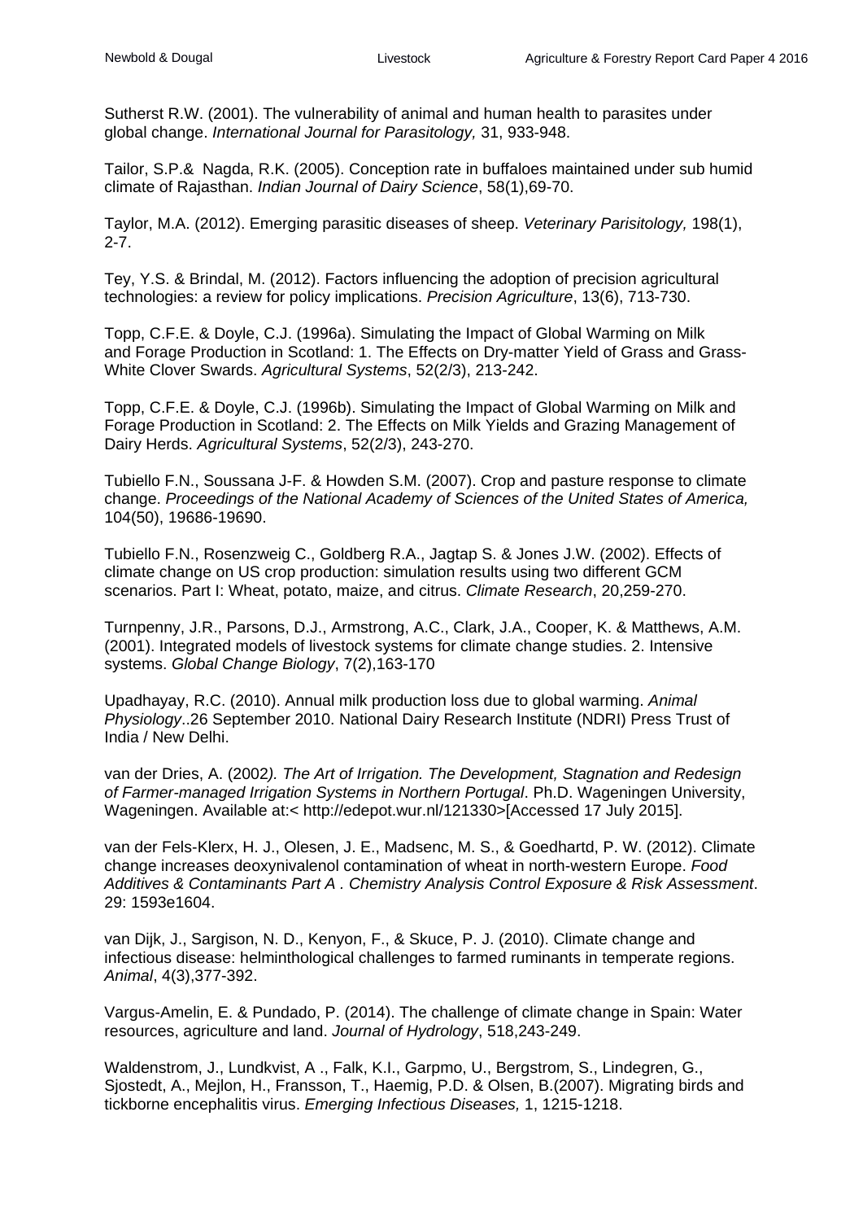Sutherst R.W. (2001). The vulnerability of animal and human health to parasites under global change. *International Journal for Parasitology,* 31, 933-948.

Tailor, S.P.& Nagda, R.K. (2005). Conception rate in buffaloes maintained under sub humid climate of Rajasthan. *Indian Journal of Dairy Science*, 58(1),69-70.

Taylor, M.A. (2012). Emerging parasitic diseases of sheep. *Veterinary Parisitology,* 198(1), 2-7.

Tey, Y.S. & Brindal, M. (2012). Factors influencing the adoption of precision agricultural technologies: a review for policy implications. *Precision Agriculture*, 13(6), 713-730.

Topp, C.F.E. & Doyle, C.J. (1996a). Simulating the Impact of Global Warming on Milk and Forage Production in Scotland: 1. The Effects on Dry-matter Yield of Grass and Grass-White Clover Swards. *Agricultural Systems*, 52(2/3), 213-242.

Topp, C.F.E. & Doyle, C.J. (1996b). Simulating the Impact of Global Warming on Milk and Forage Production in Scotland: 2. The Effects on Milk Yields and Grazing Management of Dairy Herds. *Agricultural Systems*, 52(2/3), 243-270.

Tubiello F.N., Soussana J-F. & Howden S.M. (2007). Crop and pasture response to climate change. *Proceedings of the National Academy of Sciences of the United States of America,* 104(50), 19686-19690.

Tubiello F.N., Rosenzweig C., Goldberg R.A., Jagtap S. & Jones J.W. (2002). Effects of climate change on US crop production: simulation results using two different GCM scenarios. Part I: Wheat, potato, maize, and citrus. *Climate Research*, 20,259-270.

Turnpenny, J.R., Parsons, D.J., Armstrong, A.C., Clark, J.A., Cooper, K. & Matthews, A.M. (2001). Integrated models of livestock systems for climate change studies. 2. Intensive systems. *Global Change Biology*, 7(2),163-170

Upadhayay, R.C. (2010). Annual milk production loss due to global warming. *Animal Physiology*..26 September 2010. National Dairy Research Institute (NDRI) Press Trust of India / New Delhi.

van der Dries, A. (2002*). The Art of Irrigation. The Development, Stagnation and Redesign of Farmer-managed Irrigation Systems in Northern Portugal*. Ph.D. Wageningen University, Wageningen. Available at:< http://edepot.wur.nl/121330>[Accessed 17 July 2015].

van der Fels-Klerx, H. J., Olesen, J. E., Madsenc, M. S., & Goedhartd, P. W. (2012). Climate change increases deoxynivalenol contamination of wheat in north-western Europe. *Food Additives & Contaminants Part A . Chemistry Analysis Control Exposure & Risk Assessment*. 29: 1593e1604.

van Dijk, J., Sargison, N. D., Kenyon, F., & Skuce, P. J. (2010). Climate change and infectious disease: helminthological challenges to farmed ruminants in temperate regions. *Animal*, 4(3),377-392.

Vargus-Amelin, E. & Pundado, P. (2014). The challenge of climate change in Spain: Water resources, agriculture and land. *Journal of Hydrology*, 518,243-249.

Waldenstrom, J., Lundkvist, A ., Falk, K.I., Garpmo, U., Bergstrom, S., Lindegren, G., Sjostedt, A., Mejlon, H., Fransson, T., Haemig, P.D. & Olsen, B.(2007). Migrating birds and tickborne encephalitis virus. *Emerging Infectious Diseases,* 1, 1215-1218.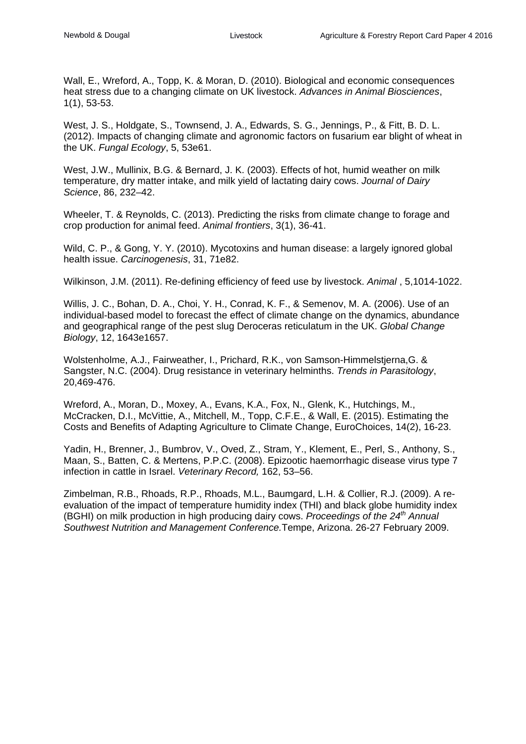Wall, E., Wreford, A., Topp, K. & Moran, D. (2010). Biological and economic consequences heat stress due to a changing climate on UK livestock. *Advances in Animal Biosciences*, 1(1), 53-53.

West, J. S., Holdgate, S., Townsend, J. A., Edwards, S. G., Jennings, P., & Fitt, B. D. L. (2012). Impacts of changing climate and agronomic factors on fusarium ear blight of wheat in the UK. *Fungal Ecology*, 5, 53e61.

West, J.W., Mullinix, B.G. & Bernard, J. K. (2003). Effects of hot, humid weather on milk temperature, dry matter intake, and milk yield of lactating dairy cows. *Journal of Dairy Science*, 86, 232–42.

Wheeler, T. & Reynolds, C. (2013). Predicting the risks from climate change to forage and crop production for animal feed. *Animal frontiers*, 3(1), 36-41.

Wild, C. P., & Gong, Y. Y. (2010). Mycotoxins and human disease: a largely ignored global health issue. *Carcinogenesis*, 31, 71e82.

Wilkinson, J.M. (2011). Re-defining efficiency of feed use by livestock. *Animal* , 5,1014-1022.

Willis, J. C., Bohan, D. A., Choi, Y. H., Conrad, K. F., & Semenov, M. A. (2006). Use of an individual-based model to forecast the effect of climate change on the dynamics, abundance and geographical range of the pest slug Deroceras reticulatum in the UK. *Global Change Biology*, 12, 1643e1657.

Wolstenholme, A.J., Fairweather, I., Prichard, R.K., von Samson-Himmelstjerna,G. & Sangster, N.C. (2004). Drug resistance in veterinary helminths. *Trends in Parasitology*, 20,469-476.

Wreford, A., Moran, D., Moxey, A., Evans, K.A., Fox, N., Glenk, K., Hutchings, M., McCracken, D.I., McVittie, A., Mitchell, M., Topp, C.F.E., & Wall, E. (2015). Estimating the Costs and Benefits of Adapting Agriculture to Climate Change, EuroChoices, 14(2), 16-23.

Yadin, H., Brenner, J., Bumbrov, V., Oved, Z., Stram, Y., Klement, E., Perl, S., Anthony, S., Maan, S., Batten, C. & Mertens, P.P.C. (2008). Epizootic haemorrhagic disease virus type 7 infection in cattle in Israel. *Veterinary Record,* 162, 53–56.

Zimbelman, R.B., Rhoads, R.P., Rhoads, M.L., Baumgard, L.H. & Collier, R.J. (2009). A re-evaluation of the impact of temperature humidity index (THI) and black globe humidity index (BGHI) on milk production in high producing dairy cows. *Proceedings of the 24th Annual Southwest Nutrition and Management Conference.*Tempe, Arizona. 26-27 February 2009.